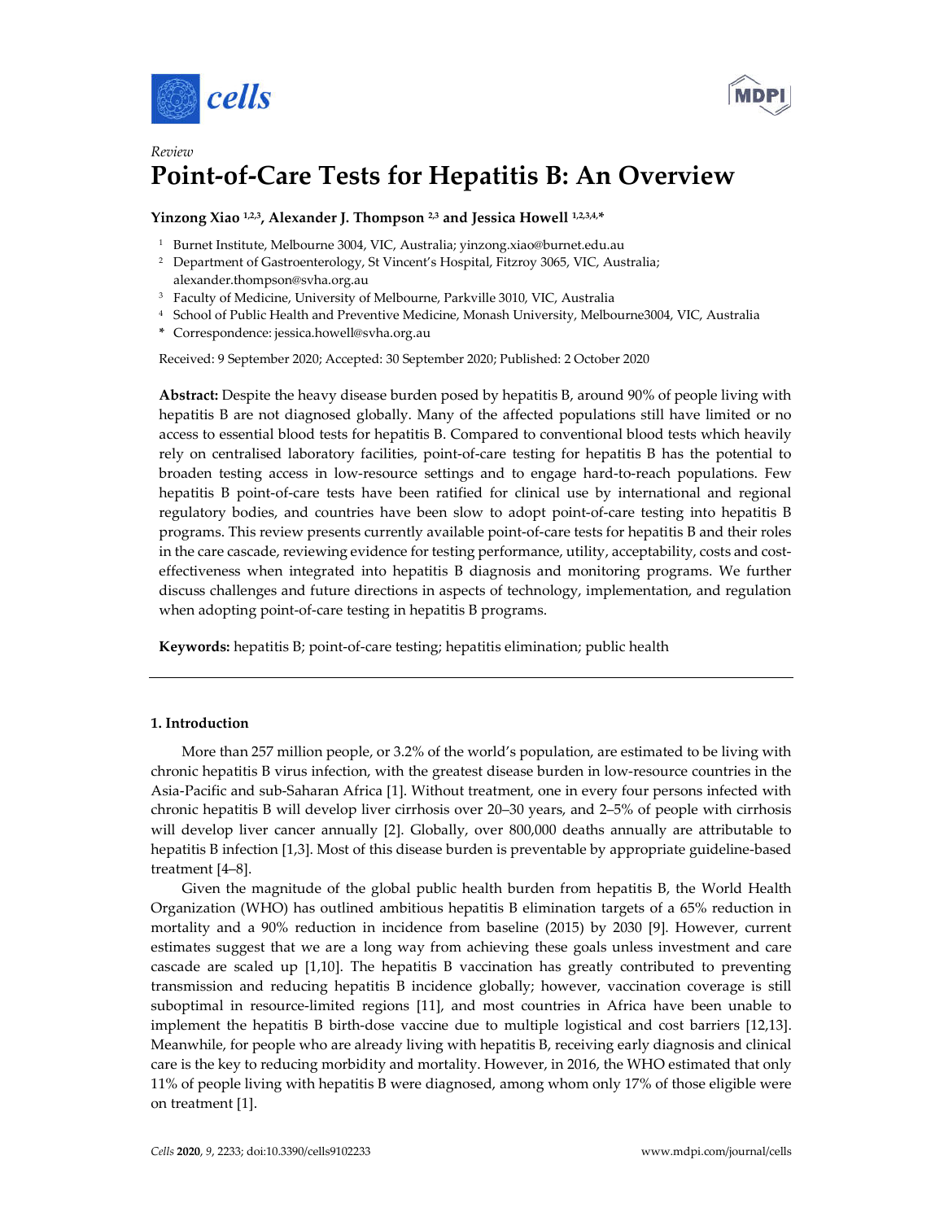*Review*

# Point-of-Care Tests for Hepatitis B: An Overview

**Yinzong Xiao [1,2,3], Alexander J. Thompson [2,3] and Jessica Howell [1,2,3,4,*]**

[1] Burnet Institute, Melbourne 3004, VIC, Australia; yinzong.xiao@burnet.edu.au
[2] Department of Gastroenterology, St Vincent's Hospital, Fitzroy 3065, VIC, Australia; alexander.thompson@svha.org.au
[3] Faculty of Medicine, University of Melbourne, Parkville 3010, VIC, Australia
[4] School of Public Health and Preventive Medicine, Monash University, Melbourne3004, VIC, Australia
[*] Correspondence: jessica.howell@svha.org.au

Received: 9 September 2020; Accepted: 30 September 2020; Published: 2 October 2020

**Abstract:** Despite the heavy disease burden posed by hepatitis B, around 90% of people living with hepatitis B are not diagnosed globally. Many of the affected populations still have limited or no access to essential blood tests for hepatitis B. Compared to conventional blood tests which heavily rely on centralised laboratory facilities, point-of-care testing for hepatitis B has the potential to broaden testing access in low-resource settings and to engage hard-to-reach populations. Few hepatitis B point-of-care tests have been ratified for clinical use by international and regional regulatory bodies, and countries have been slow to adopt point-of-care testing into hepatitis B programs. This review presents currently available point-of-care tests for hepatitis B and their roles in the care cascade, reviewing evidence for testing performance, utility, acceptability, costs and cost-effectiveness when integrated into hepatitis B diagnosis and monitoring programs. We further discuss challenges and future directions in aspects of technology, implementation, and regulation when adopting point-of-care testing in hepatitis B programs.

**Keywords:** hepatitis B; point-of-care testing; hepatitis elimination; public health

## 1. Introduction

More than 257 million people, or 3.2% of the world's population, are estimated to be living with chronic hepatitis B virus infection, with the greatest disease burden in low-resource countries in the Asia-Pacific and sub-Saharan Africa [1]. Without treatment, one in every four persons infected with chronic hepatitis B will develop liver cirrhosis over 20–30 years, and 2–5% of people with cirrhosis will develop liver cancer annually [2]. Globally, over 800,000 deaths annually are attributable to hepatitis B infection [1,3]. Most of this disease burden is preventable by appropriate guideline-based treatment [4–8].

Given the magnitude of the global public health burden from hepatitis B, the World Health Organization (WHO) has outlined ambitious hepatitis B elimination targets of a 65% reduction in mortality and a 90% reduction in incidence from baseline (2015) by 2030 [9]. However, current estimates suggest that we are a long way from achieving these goals unless investment and care cascade are scaled up [1,10]. The hepatitis B vaccination has greatly contributed to preventing transmission and reducing hepatitis B incidence globally; however, vaccination coverage is still suboptimal in resource-limited regions [11], and most countries in Africa have been unable to implement the hepatitis B birth-dose vaccine due to multiple logistical and cost barriers [12,13]. Meanwhile, for people who are already living with hepatitis B, receiving early diagnosis and clinical care is the key to reducing morbidity and mortality. However, in 2016, the WHO estimated that only 11% of people living with hepatitis B were diagnosed, among whom only 17% of those eligible were on treatment [1].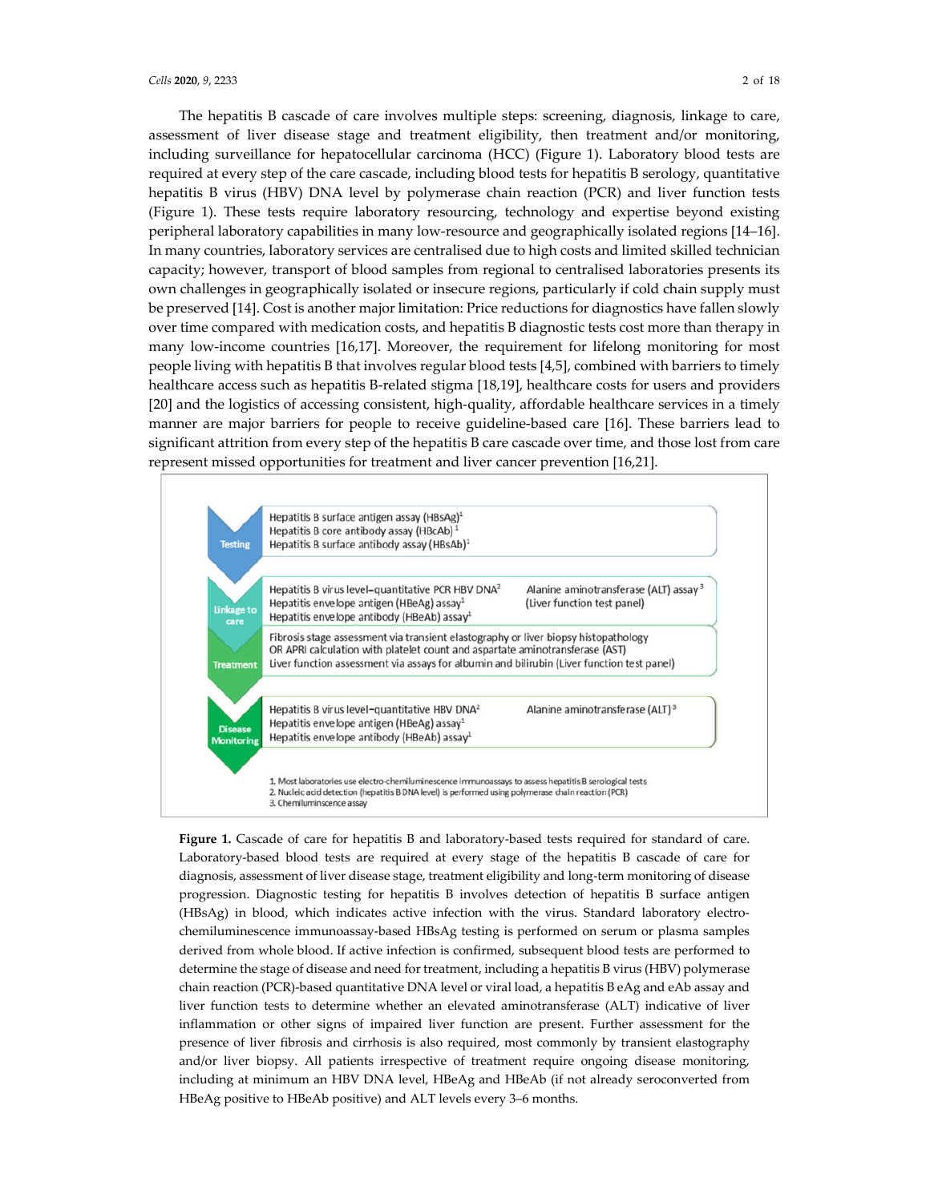The hepatitis B cascade of care involves multiple steps: screening, diagnosis, linkage to care, assessment of liver disease stage and treatment eligibility, then treatment and/or monitoring, including surveillance for hepatocellular carcinoma (HCC) (Figure 1). Laboratory blood tests are required at every step of the care cascade, including blood tests for hepatitis B serology, quantitative hepatitis B virus (HBV) DNA level by polymerase chain reaction (PCR) and liver function tests (Figure 1). These tests require laboratory resourcing, technology and expertise beyond existing peripheral laboratory capabilities in many low-resource and geographically isolated regions [14–16]. In many countries, laboratory services are centralised due to high costs and limited skilled technician capacity; however, transport of blood samples from regional to centralised laboratories presents its own challenges in geographically isolated or insecure regions, particularly if cold chain supply must be preserved [14]. Cost is another major limitation: Price reductions for diagnostics have fallen slowly over time compared with medication costs, and hepatitis B diagnostic tests cost more than therapy in many low-income countries [16,17]. Moreover, the requirement for lifelong monitoring for most people living with hepatitis B that involves regular blood tests [4,5], combined with barriers to timely healthcare access such as hepatitis B-related stigma [18,19], healthcare costs for users and providers [20] and the logistics of accessing consistent, high-quality, affordable healthcare services in a timely manner are major barriers for people to receive guideline-based care [16]. These barriers lead to significant attrition from every step of the hepatitis B care cascade over time, and those lost from care represent missed opportunities for treatment and liver cancer prevention [16,21].

| Stage | Tests | |
|---|---|---|
| Testing | Hepatitis B surface antigen assay (HBsAg)[1]<br>Hepatitis B core antibody assay (HBcAb)[1]<br>Hepatitis B surface antibody assay (HBsAb)[1] | |
| Linkage to care | Hepatitis B virus level–quantitative PCR HBV DNA[2]<br>Hepatitis envelope antigen (HBeAg) assay[1]<br>Hepatitis envelope antibody (HBeAb) assay[1] | Alanine aminotransferase (ALT) assay[3]<br>(Liver function test panel) |
| Treatment | Fibrosis stage assessment via transient elastography or liver biopsy histopathology<br>OR APRI calculation with platelet count and aspartate aminotransferase (AST)<br>Liver function assessment via assays for albumin and bilirubin (Liver function test panel) | |
| Disease Monitoring | Hepatitis B virus level–quantitative HBV DNA[2]<br>Hepatitis envelope antigen (HBeAg) assay[1]<br>Hepatitis envelope antibody (HBeAb) assay[1] | Alanine aminotransferase (ALT)[3] |

1. Most laboratories use electro-chemiluminescence immunoassays to assess hepatitis B serological tests
2. Nucleic acid detection (hepatitis B DNA level) is performed using polymerase chain reaction (PCR)
3. Chemiluminscence assay

**Figure 1.** Cascade of care for hepatitis B and laboratory-based tests required for standard of care. Laboratory-based blood tests are required at every stage of the hepatitis B cascade of care for diagnosis, assessment of liver disease stage, treatment eligibility and long-term monitoring of disease progression. Diagnostic testing for hepatitis B involves detection of hepatitis B surface antigen (HBsAg) in blood, which indicates active infection with the virus. Standard laboratory electro-chemiluminescence immunoassay-based HBsAg testing is performed on serum or plasma samples derived from whole blood. If active infection is confirmed, subsequent blood tests are performed to determine the stage of disease and need for treatment, including a hepatitis B virus (HBV) polymerase chain reaction (PCR)-based quantitative DNA level or viral load, a hepatitis B eAg and eAb assay and liver function tests to determine whether an elevated aminotransferase (ALT) indicative of liver inflammation or other signs of impaired liver function are present. Further assessment for the presence of liver fibrosis and cirrhosis is also required, most commonly by transient elastography and/or liver biopsy. All patients irrespective of treatment require ongoing disease monitoring, including at minimum an HBV DNA level, HBeAg and HBeAb (if not already seroconverted from HBeAg positive to HBeAb positive) and ALT levels every 3–6 months.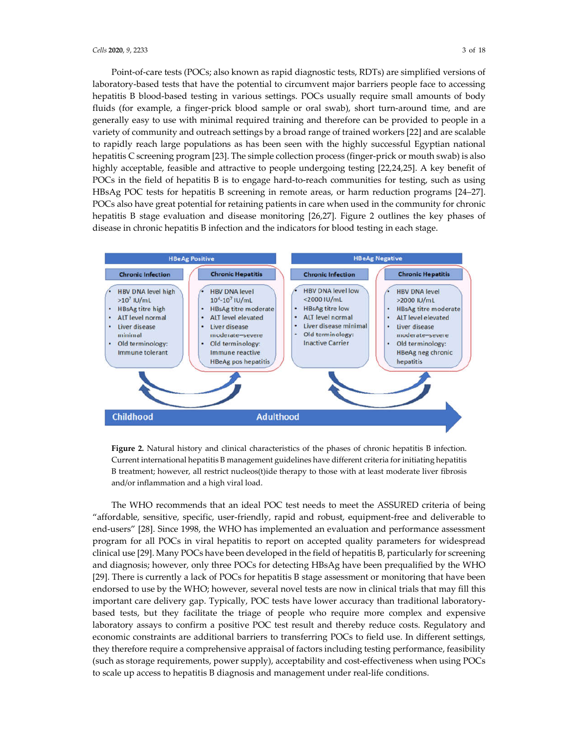Point-of-care tests (POCs; also known as rapid diagnostic tests, RDTs) are simplified versions of laboratory-based tests that have the potential to circumvent major barriers people face to accessing hepatitis B blood-based testing in various settings. POCs usually require small amounts of body fluids (for example, a finger-prick blood sample or oral swab), short turn-around time, and are generally easy to use with minimal required training and therefore can be provided to people in a variety of community and outreach settings by a broad range of trained workers [22] and are scalable to rapidly reach large populations as has been seen with the highly successful Egyptian national hepatitis C screening program [23]. The simple collection process (finger-prick or mouth swab) is also highly acceptable, feasible and attractive to people undergoing testing [22,24,25]. A key benefit of POCs in the field of hepatitis B is to engage hard-to-reach communities for testing, such as using HBsAg POC tests for hepatitis B screening in remote areas, or harm reduction programs [24–27]. POCs also have great potential for retaining patients in care when used in the community for chronic hepatitis B stage evaluation and disease monitoring [26,27]. Figure 2 outlines the key phases of disease in chronic hepatitis B infection and the indicators for blood testing in each stage.

**Figure 2.** Natural history and clinical characteristics of the phases of chronic hepatitis B infection. Current international hepatitis B management guidelines have different criteria for initiating hepatitis B treatment; however, all restrict nucleos(t)ide therapy to those with at least moderate liver fibrosis and/or inflammation and a high viral load.

The WHO recommends that an ideal POC test needs to meet the ASSURED criteria of being "affordable, sensitive, specific, user-friendly, rapid and robust, equipment-free and deliverable to end-users" [28]. Since 1998, the WHO has implemented an evaluation and performance assessment program for all POCs in viral hepatitis to report on accepted quality parameters for widespread clinical use [29]. Many POCs have been developed in the field of hepatitis B, particularly for screening and diagnosis; however, only three POCs for detecting HBsAg have been prequalified by the WHO [29]. There is currently a lack of POCs for hepatitis B stage assessment or monitoring that have been endorsed to use by the WHO; however, several novel tests are now in clinical trials that may fill this important care delivery gap. Typically, POC tests have lower accuracy than traditional laboratory-based tests, but they facilitate the triage of people who require more complex and expensive laboratory assays to confirm a positive POC test result and thereby reduce costs. Regulatory and economic constraints are additional barriers to transferring POCs to field use. In different settings, they therefore require a comprehensive appraisal of factors including testing performance, feasibility (such as storage requirements, power supply), acceptability and cost-effectiveness when using POCs to scale up access to hepatitis B diagnosis and management under real-life conditions.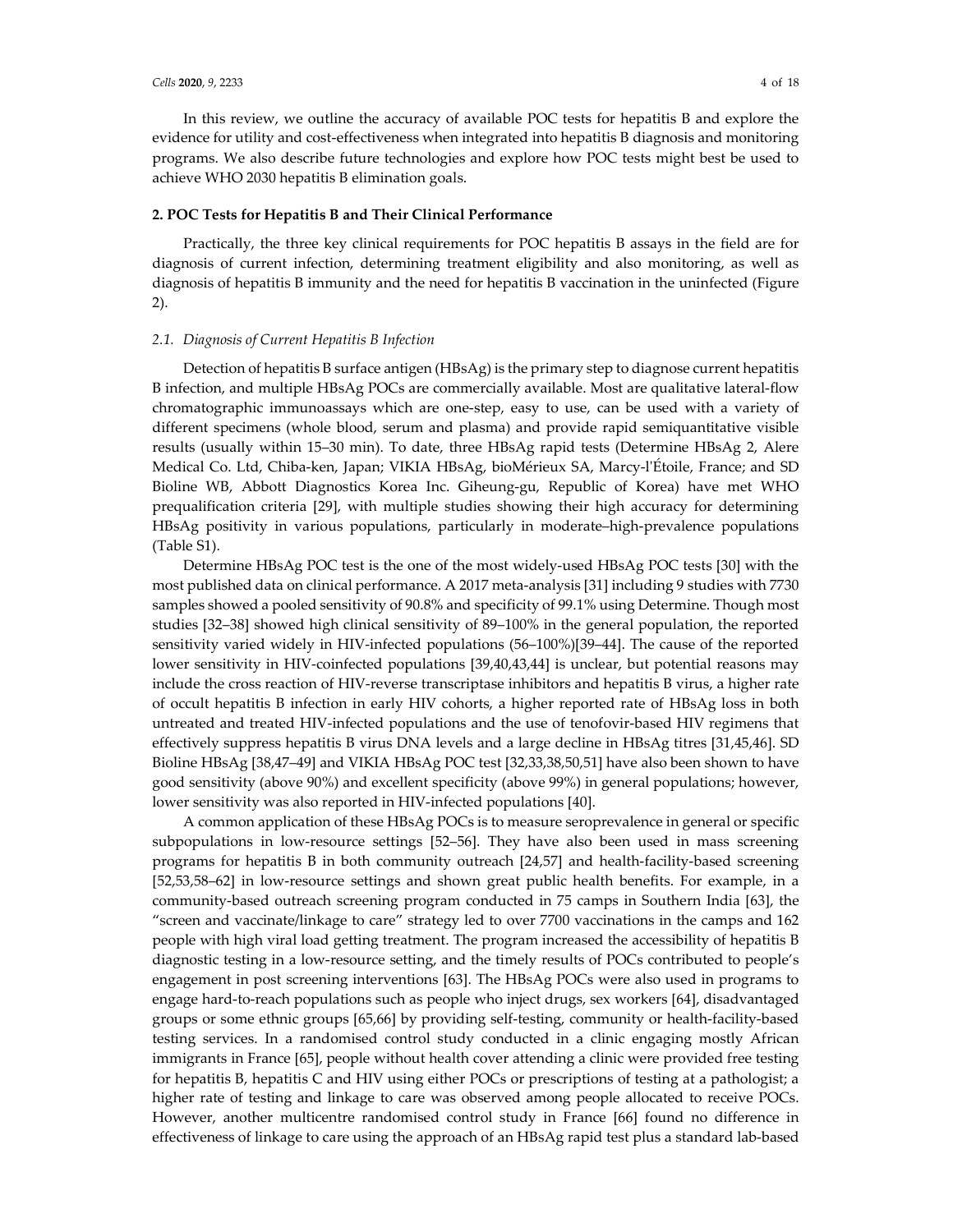In this review, we outline the accuracy of available POC tests for hepatitis B and explore the evidence for utility and cost-effectiveness when integrated into hepatitis B diagnosis and monitoring programs. We also describe future technologies and explore how POC tests might best be used to achieve WHO 2030 hepatitis B elimination goals.

## 2. POC Tests for Hepatitis B and Their Clinical Performance

Practically, the three key clinical requirements for POC hepatitis B assays in the field are for diagnosis of current infection, determining treatment eligibility and also monitoring, as well as diagnosis of hepatitis B immunity and the need for hepatitis B vaccination in the uninfected (Figure 2).

### 2.1. Diagnosis of Current Hepatitis B Infection

Detection of hepatitis B surface antigen (HBsAg) is the primary step to diagnose current hepatitis B infection, and multiple HBsAg POCs are commercially available. Most are qualitative lateral-flow chromatographic immunoassays which are one-step, easy to use, can be used with a variety of different specimens (whole blood, serum and plasma) and provide rapid semiquantitative visible results (usually within 15–30 min). To date, three HBsAg rapid tests (Determine HBsAg 2, Alere Medical Co. Ltd, Chiba-ken, Japan; VIKIA HBsAg, bioMérieux SA, Marcy-l'Étoile, France; and SD Bioline WB, Abbott Diagnostics Korea Inc. Giheung-gu, Republic of Korea) have met WHO prequalification criteria [29], with multiple studies showing their high accuracy for determining HBsAg positivity in various populations, particularly in moderate–high-prevalence populations (Table S1).

Determine HBsAg POC test is the one of the most widely-used HBsAg POC tests [30] with the most published data on clinical performance. A 2017 meta-analysis [31] including 9 studies with 7730 samples showed a pooled sensitivity of 90.8% and specificity of 99.1% using Determine. Though most studies [32–38] showed high clinical sensitivity of 89–100% in the general population, the reported sensitivity varied widely in HIV-infected populations (56–100%)[39–44]. The cause of the reported lower sensitivity in HIV-coinfected populations [39,40,43,44] is unclear, but potential reasons may include the cross reaction of HIV-reverse transcriptase inhibitors and hepatitis B virus, a higher rate of occult hepatitis B infection in early HIV cohorts, a higher reported rate of HBsAg loss in both untreated and treated HIV-infected populations and the use of tenofovir-based HIV regimens that effectively suppress hepatitis B virus DNA levels and a large decline in HBsAg titres [31,45,46]. SD Bioline HBsAg [38,47–49] and VIKIA HBsAg POC test [32,33,38,50,51] have also been shown to have good sensitivity (above 90%) and excellent specificity (above 99%) in general populations; however, lower sensitivity was also reported in HIV-infected populations [40].

A common application of these HBsAg POCs is to measure seroprevalence in general or specific subpopulations in low-resource settings [52–56]. They have also been used in mass screening programs for hepatitis B in both community outreach [24,57] and health-facility-based screening [52,53,58–62] in low-resource settings and shown great public health benefits. For example, in a community-based outreach screening program conducted in 75 camps in Southern India [63], the "screen and vaccinate/linkage to care" strategy led to over 7700 vaccinations in the camps and 162 people with high viral load getting treatment. The program increased the accessibility of hepatitis B diagnostic testing in a low-resource setting, and the timely results of POCs contributed to people's engagement in post screening interventions [63]. The HBsAg POCs were also used in programs to engage hard-to-reach populations such as people who inject drugs, sex workers [64], disadvantaged groups or some ethnic groups [65,66] by providing self-testing, community or health-facility-based testing services. In a randomised control study conducted in a clinic engaging mostly African immigrants in France [65], people without health cover attending a clinic were provided free testing for hepatitis B, hepatitis C and HIV using either POCs or prescriptions of testing at a pathologist; a higher rate of testing and linkage to care was observed among people allocated to receive POCs. However, another multicentre randomised control study in France [66] found no difference in effectiveness of linkage to care using the approach of an HBsAg rapid test plus a standard lab-based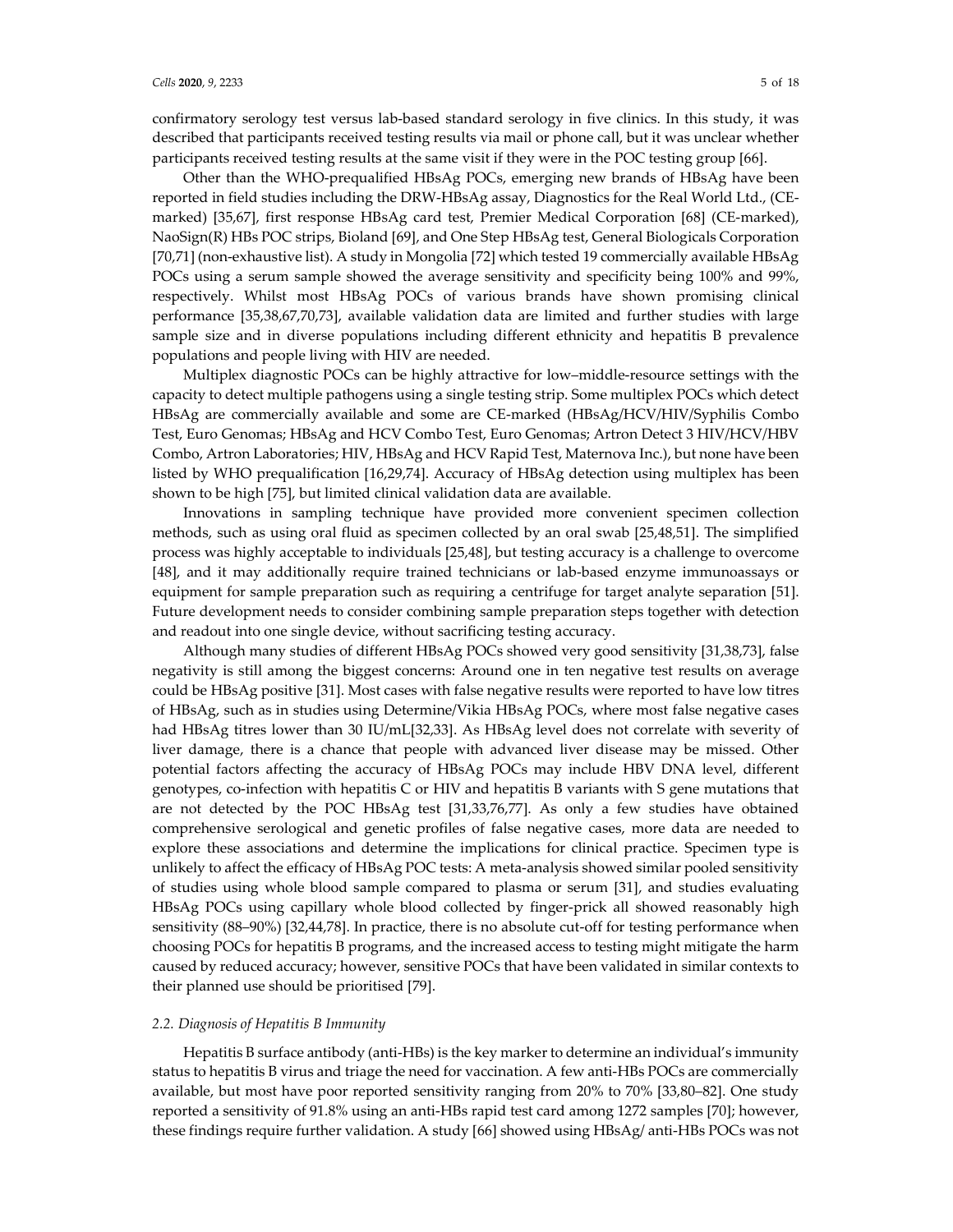confirmatory serology test versus lab-based standard serology in five clinics. In this study, it was described that participants received testing results via mail or phone call, but it was unclear whether participants received testing results at the same visit if they were in the POC testing group [66].

Other than the WHO-prequalified HBsAg POCs, emerging new brands of HBsAg have been reported in field studies including the DRW-HBsAg assay, Diagnostics for the Real World Ltd., (CE-marked) [35,67], first response HBsAg card test, Premier Medical Corporation [68] (CE-marked), NaoSign(R) HBs POC strips, Bioland [69], and One Step HBsAg test, General Biologicals Corporation [70,71] (non-exhaustive list). A study in Mongolia [72] which tested 19 commercially available HBsAg POCs using a serum sample showed the average sensitivity and specificity being 100% and 99%, respectively. Whilst most HBsAg POCs of various brands have shown promising clinical performance [35,38,67,70,73], available validation data are limited and further studies with large sample size and in diverse populations including different ethnicity and hepatitis B prevalence populations and people living with HIV are needed.

Multiplex diagnostic POCs can be highly attractive for low–middle-resource settings with the capacity to detect multiple pathogens using a single testing strip. Some multiplex POCs which detect HBsAg are commercially available and some are CE-marked (HBsAg/HCV/HIV/Syphilis Combo Test, Euro Genomas; HBsAg and HCV Combo Test, Euro Genomas; Artron Detect 3 HIV/HCV/HBV Combo, Artron Laboratories; HIV, HBsAg and HCV Rapid Test, Maternova Inc.), but none have been listed by WHO prequalification [16,29,74]. Accuracy of HBsAg detection using multiplex has been shown to be high [75], but limited clinical validation data are available.

Innovations in sampling technique have provided more convenient specimen collection methods, such as using oral fluid as specimen collected by an oral swab [25,48,51]. The simplified process was highly acceptable to individuals [25,48], but testing accuracy is a challenge to overcome [48], and it may additionally require trained technicians or lab-based enzyme immunoassays or equipment for sample preparation such as requiring a centrifuge for target analyte separation [51]. Future development needs to consider combining sample preparation steps together with detection and readout into one single device, without sacrificing testing accuracy.

Although many studies of different HBsAg POCs showed very good sensitivity [31,38,73], false negativity is still among the biggest concerns: Around one in ten negative test results on average could be HBsAg positive [31]. Most cases with false negative results were reported to have low titres of HBsAg, such as in studies using Determine/Vikia HBsAg POCs, where most false negative cases had HBsAg titres lower than 30 IU/mL[32,33]. As HBsAg level does not correlate with severity of liver damage, there is a chance that people with advanced liver disease may be missed. Other potential factors affecting the accuracy of HBsAg POCs may include HBV DNA level, different genotypes, co-infection with hepatitis C or HIV and hepatitis B variants with S gene mutations that are not detected by the POC HBsAg test [31,33,76,77]. As only a few studies have obtained comprehensive serological and genetic profiles of false negative cases, more data are needed to explore these associations and determine the implications for clinical practice. Specimen type is unlikely to affect the efficacy of HBsAg POC tests: A meta-analysis showed similar pooled sensitivity of studies using whole blood sample compared to plasma or serum [31], and studies evaluating HBsAg POCs using capillary whole blood collected by finger-prick all showed reasonably high sensitivity (88–90%) [32,44,78]. In practice, there is no absolute cut-off for testing performance when choosing POCs for hepatitis B programs, and the increased access to testing might mitigate the harm caused by reduced accuracy; however, sensitive POCs that have been validated in similar contexts to their planned use should be prioritised [79].

### *2.2. Diagnosis of Hepatitis B Immunity*

Hepatitis B surface antibody (anti-HBs) is the key marker to determine an individual's immunity status to hepatitis B virus and triage the need for vaccination. A few anti-HBs POCs are commercially available, but most have poor reported sensitivity ranging from 20% to 70% [33,80–82]. One study reported a sensitivity of 91.8% using an anti-HBs rapid test card among 1272 samples [70]; however, these findings require further validation. A study [66] showed using HBsAg/ anti-HBs POCs was not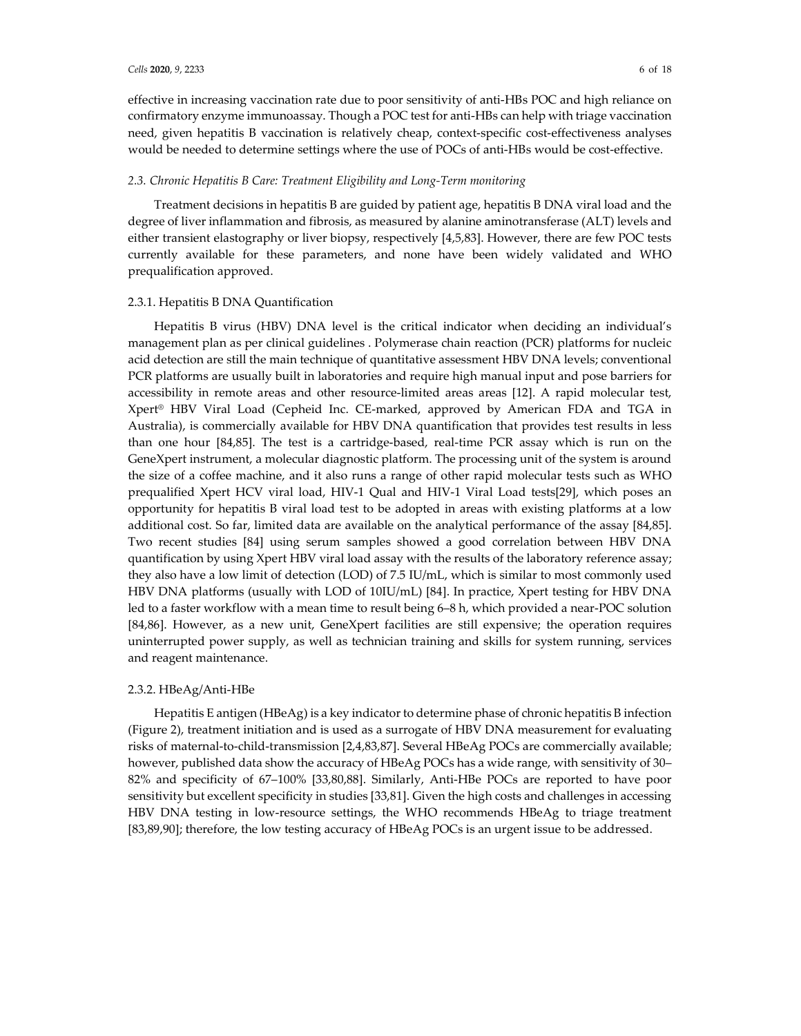effective in increasing vaccination rate due to poor sensitivity of anti-HBs POC and high reliance on confirmatory enzyme immunoassay. Though a POC test for anti-HBs can help with triage vaccination need, given hepatitis B vaccination is relatively cheap, context-specific cost-effectiveness analyses would be needed to determine settings where the use of POCs of anti-HBs would be cost-effective.

### *2.3. Chronic Hepatitis B Care: Treatment Eligibility and Long-Term monitoring*

Treatment decisions in hepatitis B are guided by patient age, hepatitis B DNA viral load and the degree of liver inflammation and fibrosis, as measured by alanine aminotransferase (ALT) levels and either transient elastography or liver biopsy, respectively [4,5,83]. However, there are few POC tests currently available for these parameters, and none have been widely validated and WHO prequalification approved.

#### 2.3.1. Hepatitis B DNA Quantification

Hepatitis B virus (HBV) DNA level is the critical indicator when deciding an individual's management plan as per clinical guidelines . Polymerase chain reaction (PCR) platforms for nucleic acid detection are still the main technique of quantitative assessment HBV DNA levels; conventional PCR platforms are usually built in laboratories and require high manual input and pose barriers for accessibility in remote areas and other resource-limited areas areas [12]. A rapid molecular test, Xpert® HBV Viral Load (Cepheid Inc. CE-marked, approved by American FDA and TGA in Australia), is commercially available for HBV DNA quantification that provides test results in less than one hour [84,85]. The test is a cartridge-based, real-time PCR assay which is run on the GeneXpert instrument, a molecular diagnostic platform. The processing unit of the system is around the size of a coffee machine, and it also runs a range of other rapid molecular tests such as WHO prequalified Xpert HCV viral load, HIV-1 Qual and HIV-1 Viral Load tests[29], which poses an opportunity for hepatitis B viral load test to be adopted in areas with existing platforms at a low additional cost. So far, limited data are available on the analytical performance of the assay [84,85]. Two recent studies [84] using serum samples showed a good correlation between HBV DNA quantification by using Xpert HBV viral load assay with the results of the laboratory reference assay; they also have a low limit of detection (LOD) of 7.5 IU/mL, which is similar to most commonly used HBV DNA platforms (usually with LOD of 10IU/mL) [84]. In practice, Xpert testing for HBV DNA led to a faster workflow with a mean time to result being 6–8 h, which provided a near-POC solution [84,86]. However, as a new unit, GeneXpert facilities are still expensive; the operation requires uninterrupted power supply, as well as technician training and skills for system running, services and reagent maintenance.

#### 2.3.2. HBeAg/Anti-HBe

Hepatitis E antigen (HBeAg) is a key indicator to determine phase of chronic hepatitis B infection (Figure 2), treatment initiation and is used as a surrogate of HBV DNA measurement for evaluating risks of maternal-to-child-transmission [2,4,83,87]. Several HBeAg POCs are commercially available; however, published data show the accuracy of HBeAg POCs has a wide range, with sensitivity of 30–82% and specificity of 67–100% [33,80,88]. Similarly, Anti-HBe POCs are reported to have poor sensitivity but excellent specificity in studies [33,81]. Given the high costs and challenges in accessing HBV DNA testing in low-resource settings, the WHO recommends HBeAg to triage treatment [83,89,90]; therefore, the low testing accuracy of HBeAg POCs is an urgent issue to be addressed.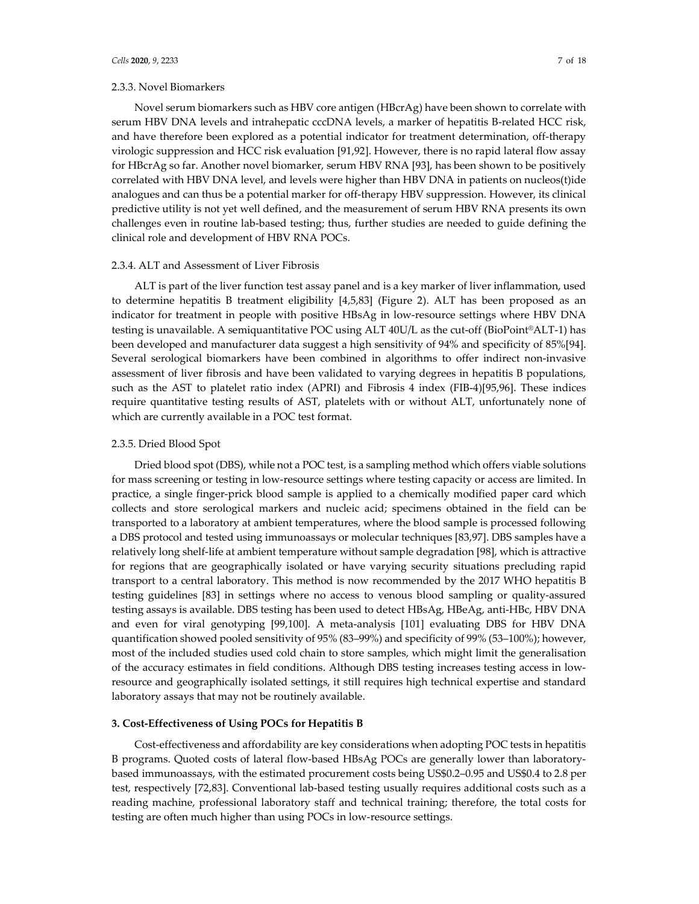#### 2.3.3. Novel Biomarkers

Novel serum biomarkers such as HBV core antigen (HBcrAg) have been shown to correlate with serum HBV DNA levels and intrahepatic cccDNA levels, a marker of hepatitis B-related HCC risk, and have therefore been explored as a potential indicator for treatment determination, off-therapy virologic suppression and HCC risk evaluation [91,92]. However, there is no rapid lateral flow assay for HBcrAg so far. Another novel biomarker, serum HBV RNA [93], has been shown to be positively correlated with HBV DNA level, and levels were higher than HBV DNA in patients on nucleos(t)ide analogues and can thus be a potential marker for off-therapy HBV suppression. However, its clinical predictive utility is not yet well defined, and the measurement of serum HBV RNA presents its own challenges even in routine lab-based testing; thus, further studies are needed to guide defining the clinical role and development of HBV RNA POCs.

#### 2.3.4. ALT and Assessment of Liver Fibrosis

ALT is part of the liver function test assay panel and is a key marker of liver inflammation, used to determine hepatitis B treatment eligibility [4,5,83] (Figure 2). ALT has been proposed as an indicator for treatment in people with positive HBsAg in low-resource settings where HBV DNA testing is unavailable. A semiquantitative POC using ALT 40U/L as the cut-off (BioPoint®ALT-1) has been developed and manufacturer data suggest a high sensitivity of 94% and specificity of 85%[94]. Several serological biomarkers have been combined in algorithms to offer indirect non-invasive assessment of liver fibrosis and have been validated to varying degrees in hepatitis B populations, such as the AST to platelet ratio index (APRI) and Fibrosis 4 index (FIB-4)[95,96]. These indices require quantitative testing results of AST, platelets with or without ALT, unfortunately none of which are currently available in a POC test format.

#### 2.3.5. Dried Blood Spot

Dried blood spot (DBS), while not a POC test, is a sampling method which offers viable solutions for mass screening or testing in low-resource settings where testing capacity or access are limited. In practice, a single finger-prick blood sample is applied to a chemically modified paper card which collects and store serological markers and nucleic acid; specimens obtained in the field can be transported to a laboratory at ambient temperatures, where the blood sample is processed following a DBS protocol and tested using immunoassays or molecular techniques [83,97]. DBS samples have a relatively long shelf-life at ambient temperature without sample degradation [98], which is attractive for regions that are geographically isolated or have varying security situations precluding rapid transport to a central laboratory. This method is now recommended by the 2017 WHO hepatitis B testing guidelines [83] in settings where no access to venous blood sampling or quality-assured testing assays is available. DBS testing has been used to detect HBsAg, HBeAg, anti-HBc, HBV DNA and even for viral genotyping [99,100]. A meta-analysis [101] evaluating DBS for HBV DNA quantification showed pooled sensitivity of 95% (83–99%) and specificity of 99% (53–100%); however, most of the included studies used cold chain to store samples, which might limit the generalisation of the accuracy estimates in field conditions. Although DBS testing increases testing access in low-resource and geographically isolated settings, it still requires high technical expertise and standard laboratory assays that may not be routinely available.

## 3. Cost-Effectiveness of Using POCs for Hepatitis B

Cost-effectiveness and affordability are key considerations when adopting POC tests in hepatitis B programs. Quoted costs of lateral flow-based HBsAg POCs are generally lower than laboratory-based immunoassays, with the estimated procurement costs being US$0.2–0.95 and US$0.4 to 2.8 per test, respectively [72,83]. Conventional lab-based testing usually requires additional costs such as a reading machine, professional laboratory staff and technical training; therefore, the total costs for testing are often much higher than using POCs in low-resource settings.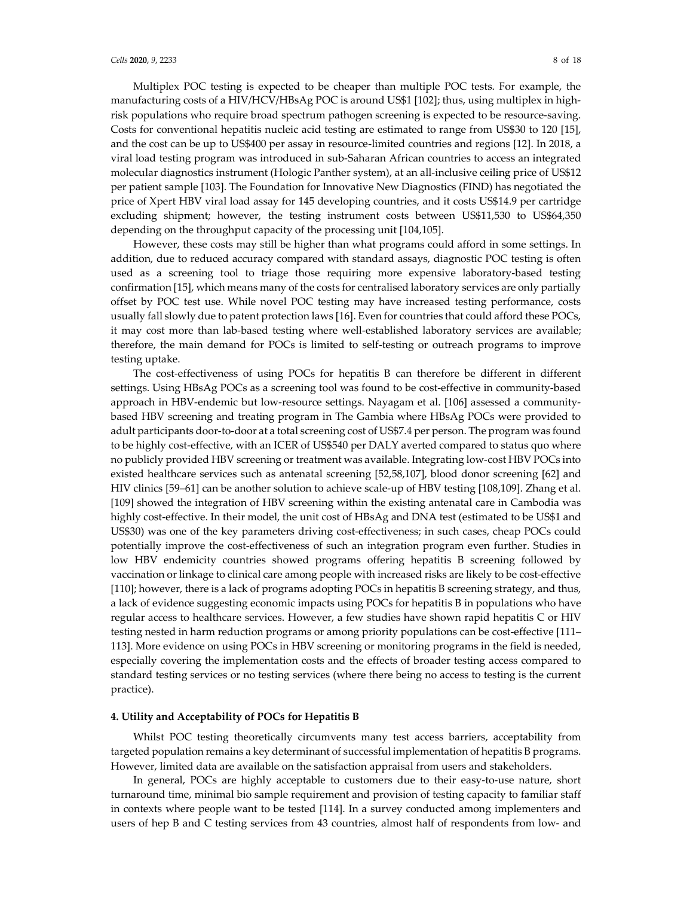Multiplex POC testing is expected to be cheaper than multiple POC tests. For example, the manufacturing costs of a HIV/HCV/HBsAg POC is around US$1 [102]; thus, using multiplex in high-risk populations who require broad spectrum pathogen screening is expected to be resource-saving. Costs for conventional hepatitis nucleic acid testing are estimated to range from US$30 to 120 [15], and the cost can be up to US$400 per assay in resource-limited countries and regions [12]. In 2018, a viral load testing program was introduced in sub-Saharan African countries to access an integrated molecular diagnostics instrument (Hologic Panther system), at an all-inclusive ceiling price of US$12 per patient sample [103]. The Foundation for Innovative New Diagnostics (FIND) has negotiated the price of Xpert HBV viral load assay for 145 developing countries, and it costs US$14.9 per cartridge excluding shipment; however, the testing instrument costs between US$11,530 to US$64,350 depending on the throughput capacity of the processing unit [104,105].

However, these costs may still be higher than what programs could afford in some settings. In addition, due to reduced accuracy compared with standard assays, diagnostic POC testing is often used as a screening tool to triage those requiring more expensive laboratory-based testing confirmation [15], which means many of the costs for centralised laboratory services are only partially offset by POC test use. While novel POC testing may have increased testing performance, costs usually fall slowly due to patent protection laws [16]. Even for countries that could afford these POCs, it may cost more than lab-based testing where well-established laboratory services are available; therefore, the main demand for POCs is limited to self-testing or outreach programs to improve testing uptake.

The cost-effectiveness of using POCs for hepatitis B can therefore be different in different settings. Using HBsAg POCs as a screening tool was found to be cost-effective in community-based approach in HBV-endemic but low-resource settings. Nayagam et al. [106] assessed a community-based HBV screening and treating program in The Gambia where HBsAg POCs were provided to adult participants door-to-door at a total screening cost of US$7.4 per person. The program was found to be highly cost-effective, with an ICER of US$540 per DALY averted compared to status quo where no publicly provided HBV screening or treatment was available. Integrating low-cost HBV POCs into existed healthcare services such as antenatal screening [52,58,107], blood donor screening [62] and HIV clinics [59–61] can be another solution to achieve scale-up of HBV testing [108,109]. Zhang et al. [109] showed the integration of HBV screening within the existing antenatal care in Cambodia was highly cost-effective. In their model, the unit cost of HBsAg and DNA test (estimated to be US$1 and US$30) was one of the key parameters driving cost-effectiveness; in such cases, cheap POCs could potentially improve the cost-effectiveness of such an integration program even further. Studies in low HBV endemicity countries showed programs offering hepatitis B screening followed by vaccination or linkage to clinical care among people with increased risks are likely to be cost-effective [110]; however, there is a lack of programs adopting POCs in hepatitis B screening strategy, and thus, a lack of evidence suggesting economic impacts using POCs for hepatitis B in populations who have regular access to healthcare services. However, a few studies have shown rapid hepatitis C or HIV testing nested in harm reduction programs or among priority populations can be cost-effective [111–113]. More evidence on using POCs in HBV screening or monitoring programs in the field is needed, especially covering the implementation costs and the effects of broader testing access compared to standard testing services or no testing services (where there being no access to testing is the current practice).

## 4. Utility and Acceptability of POCs for Hepatitis B

Whilst POC testing theoretically circumvents many test access barriers, acceptability from targeted population remains a key determinant of successful implementation of hepatitis B programs. However, limited data are available on the satisfaction appraisal from users and stakeholders.

In general, POCs are highly acceptable to customers due to their easy-to-use nature, short turnaround time, minimal bio sample requirement and provision of testing capacity to familiar staff in contexts where people want to be tested [114]. In a survey conducted among implementers and users of hep B and C testing services from 43 countries, almost half of respondents from low- and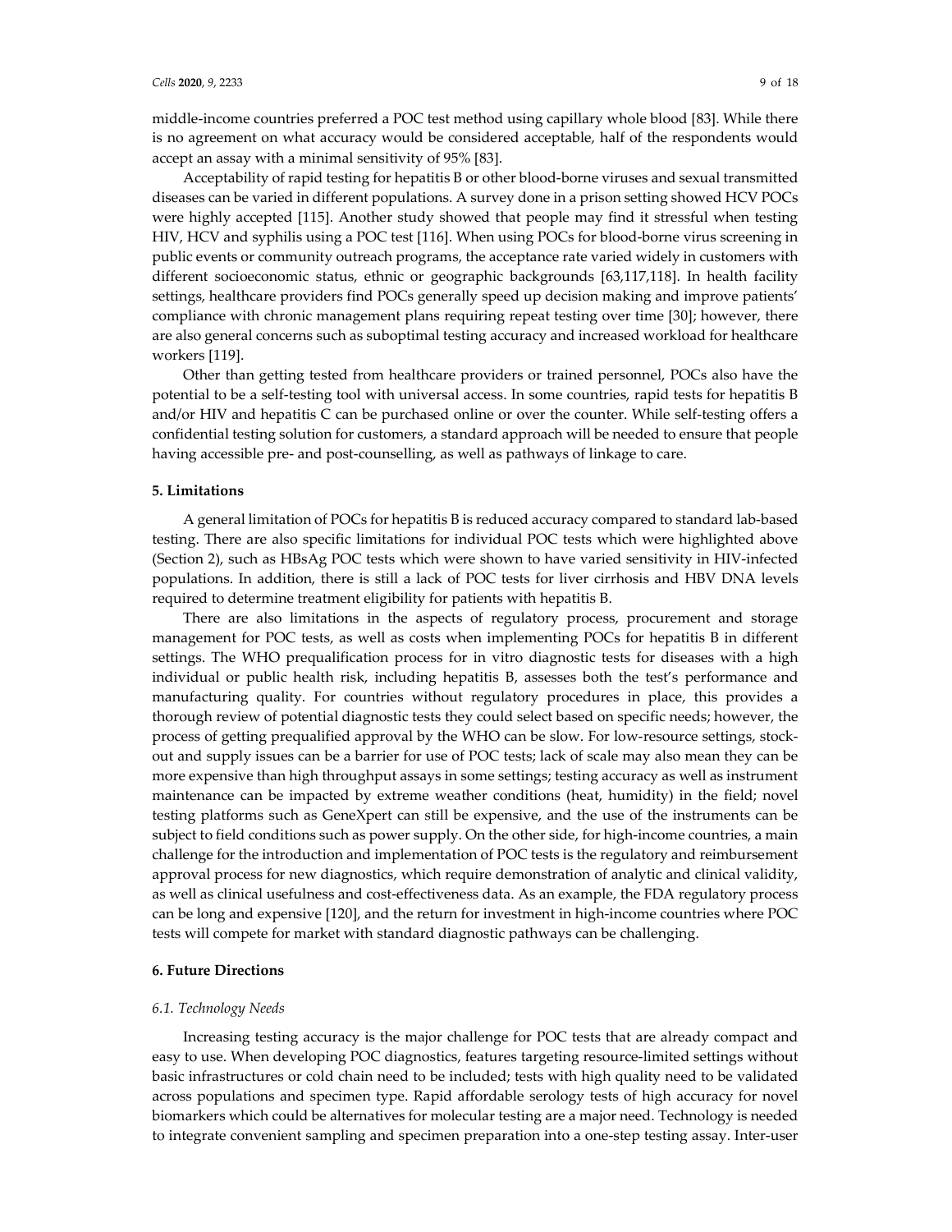middle-income countries preferred a POC test method using capillary whole blood [83]. While there is no agreement on what accuracy would be considered acceptable, half of the respondents would accept an assay with a minimal sensitivity of 95% [83].

Acceptability of rapid testing for hepatitis B or other blood-borne viruses and sexual transmitted diseases can be varied in different populations. A survey done in a prison setting showed HCV POCs were highly accepted [115]. Another study showed that people may find it stressful when testing HIV, HCV and syphilis using a POC test [116]. When using POCs for blood-borne virus screening in public events or community outreach programs, the acceptance rate varied widely in customers with different socioeconomic status, ethnic or geographic backgrounds [63,117,118]. In health facility settings, healthcare providers find POCs generally speed up decision making and improve patients' compliance with chronic management plans requiring repeat testing over time [30]; however, there are also general concerns such as suboptimal testing accuracy and increased workload for healthcare workers [119].

Other than getting tested from healthcare providers or trained personnel, POCs also have the potential to be a self-testing tool with universal access. In some countries, rapid tests for hepatitis B and/or HIV and hepatitis C can be purchased online or over the counter. While self-testing offers a confidential testing solution for customers, a standard approach will be needed to ensure that people having accessible pre- and post-counselling, as well as pathways of linkage to care.

## 5. Limitations

A general limitation of POCs for hepatitis B is reduced accuracy compared to standard lab-based testing. There are also specific limitations for individual POC tests which were highlighted above (Section 2), such as HBsAg POC tests which were shown to have varied sensitivity in HIV-infected populations. In addition, there is still a lack of POC tests for liver cirrhosis and HBV DNA levels required to determine treatment eligibility for patients with hepatitis B.

There are also limitations in the aspects of regulatory process, procurement and storage management for POC tests, as well as costs when implementing POCs for hepatitis B in different settings. The WHO prequalification process for in vitro diagnostic tests for diseases with a high individual or public health risk, including hepatitis B, assesses both the test's performance and manufacturing quality. For countries without regulatory procedures in place, this provides a thorough review of potential diagnostic tests they could select based on specific needs; however, the process of getting prequalified approval by the WHO can be slow. For low-resource settings, stock-out and supply issues can be a barrier for use of POC tests; lack of scale may also mean they can be more expensive than high throughput assays in some settings; testing accuracy as well as instrument maintenance can be impacted by extreme weather conditions (heat, humidity) in the field; novel testing platforms such as GeneXpert can still be expensive, and the use of the instruments can be subject to field conditions such as power supply. On the other side, for high-income countries, a main challenge for the introduction and implementation of POC tests is the regulatory and reimbursement approval process for new diagnostics, which require demonstration of analytic and clinical validity, as well as clinical usefulness and cost-effectiveness data. As an example, the FDA regulatory process can be long and expensive [120], and the return for investment in high-income countries where POC tests will compete for market with standard diagnostic pathways can be challenging.

## 6. Future Directions

### *6.1. Technology Needs*

Increasing testing accuracy is the major challenge for POC tests that are already compact and easy to use. When developing POC diagnostics, features targeting resource-limited settings without basic infrastructures or cold chain need to be included; tests with high quality need to be validated across populations and specimen type. Rapid affordable serology tests of high accuracy for novel biomarkers which could be alternatives for molecular testing are a major need. Technology is needed to integrate convenient sampling and specimen preparation into a one-step testing assay. Inter-user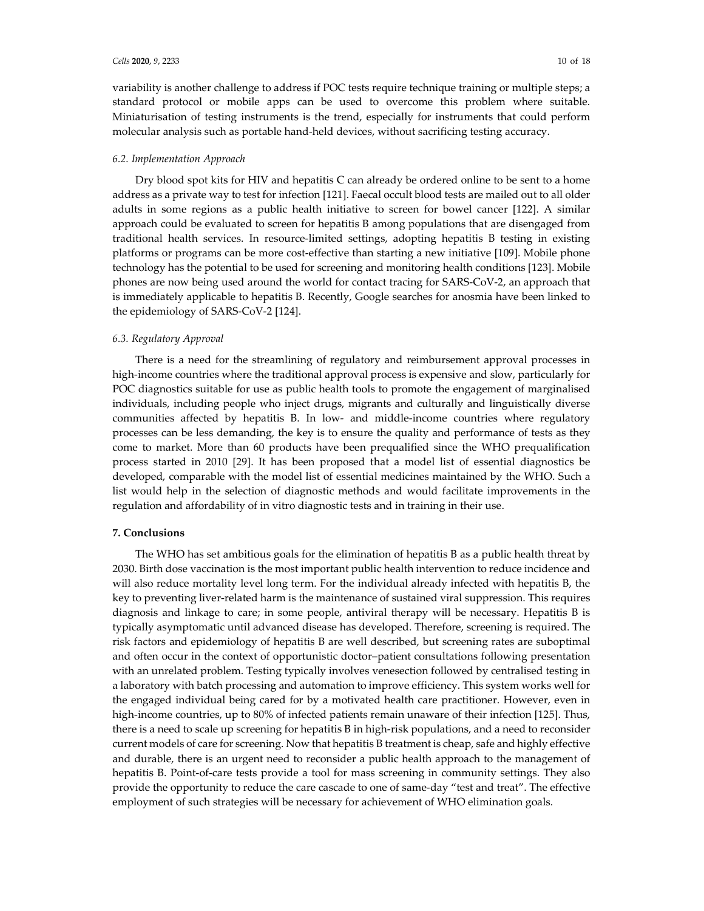variability is another challenge to address if POC tests require technique training or multiple steps; a standard protocol or mobile apps can be used to overcome this problem where suitable. Miniaturisation of testing instruments is the trend, especially for instruments that could perform molecular analysis such as portable hand-held devices, without sacrificing testing accuracy.

### *6.2. Implementation Approach*

Dry blood spot kits for HIV and hepatitis C can already be ordered online to be sent to a home address as a private way to test for infection [121]. Faecal occult blood tests are mailed out to all older adults in some regions as a public health initiative to screen for bowel cancer [122]. A similar approach could be evaluated to screen for hepatitis B among populations that are disengaged from traditional health services. In resource-limited settings, adopting hepatitis B testing in existing platforms or programs can be more cost-effective than starting a new initiative [109]. Mobile phone technology has the potential to be used for screening and monitoring health conditions [123]. Mobile phones are now being used around the world for contact tracing for SARS-CoV-2, an approach that is immediately applicable to hepatitis B. Recently, Google searches for anosmia have been linked to the epidemiology of SARS-CoV-2 [124].

### *6.3. Regulatory Approval*

There is a need for the streamlining of regulatory and reimbursement approval processes in high-income countries where the traditional approval process is expensive and slow, particularly for POC diagnostics suitable for use as public health tools to promote the engagement of marginalised individuals, including people who inject drugs, migrants and culturally and linguistically diverse communities affected by hepatitis B. In low- and middle-income countries where regulatory processes can be less demanding, the key is to ensure the quality and performance of tests as they come to market. More than 60 products have been prequalified since the WHO prequalification process started in 2010 [29]. It has been proposed that a model list of essential diagnostics be developed, comparable with the model list of essential medicines maintained by the WHO. Such a list would help in the selection of diagnostic methods and would facilitate improvements in the regulation and affordability of in vitro diagnostic tests and in training in their use.

## **7. Conclusions**

The WHO has set ambitious goals for the elimination of hepatitis B as a public health threat by 2030. Birth dose vaccination is the most important public health intervention to reduce incidence and will also reduce mortality level long term. For the individual already infected with hepatitis B, the key to preventing liver-related harm is the maintenance of sustained viral suppression. This requires diagnosis and linkage to care; in some people, antiviral therapy will be necessary. Hepatitis B is typically asymptomatic until advanced disease has developed. Therefore, screening is required. The risk factors and epidemiology of hepatitis B are well described, but screening rates are suboptimal and often occur in the context of opportunistic doctor–patient consultations following presentation with an unrelated problem. Testing typically involves venesection followed by centralised testing in a laboratory with batch processing and automation to improve efficiency. This system works well for the engaged individual being cared for by a motivated health care practitioner. However, even in high-income countries, up to 80% of infected patients remain unaware of their infection [125]. Thus, there is a need to scale up screening for hepatitis B in high-risk populations, and a need to reconsider current models of care for screening. Now that hepatitis B treatment is cheap, safe and highly effective and durable, there is an urgent need to reconsider a public health approach to the management of hepatitis B. Point-of-care tests provide a tool for mass screening in community settings. They also provide the opportunity to reduce the care cascade to one of same-day "test and treat". The effective employment of such strategies will be necessary for achievement of WHO elimination goals.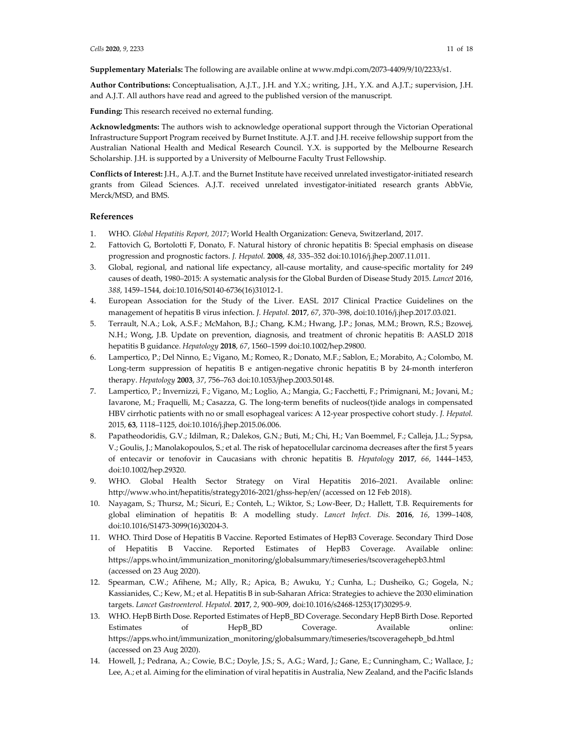**Supplementary Materials:** The following are available online at www.mdpi.com/2073-4409/9/10/2233/s1.

**Author Contributions:** Conceptualisation, A.J.T., J.H. and Y.X.; writing, J.H., Y.X. and A.J.T.; supervision, J.H. and A.J.T. All authors have read and agreed to the published version of the manuscript.

**Funding:** This research received no external funding.

**Acknowledgments:** The authors wish to acknowledge operational support through the Victorian Operational Infrastructure Support Program received by Burnet Institute. A.J.T. and J.H. receive fellowship support from the Australian National Health and Medical Research Council. Y.X. is supported by the Melbourne Research Scholarship. J.H. is supported by a University of Melbourne Faculty Trust Fellowship.

**Conflicts of Interest:** J.H., A.J.T. and the Burnet Institute have received unrelated investigator-initiated research grants from Gilead Sciences. A.J.T. received unrelated investigator-initiated research grants AbbVie, Merck/MSD, and BMS.

## References

1. WHO. *Global Hepatitis Report, 2017*; World Health Organization: Geneva, Switzerland, 2017.
2. Fattovich G, Bortolotti F, Donato, F. Natural history of chronic hepatitis B: Special emphasis on disease progression and prognostic factors. *J. Hepatol.* **2008**, *48*, 335–352 doi:10.1016/j.jhep.2007.11.011.
3. Global, regional, and national life expectancy, all-cause mortality, and cause-specific mortality for 249 causes of death, 1980–2015: A systematic analysis for the Global Burden of Disease Study 2015. *Lancet* 2016, *388*, 1459–1544, doi:10.1016/S0140-6736(16)31012-1.
4. European Association for the Study of the Liver. EASL 2017 Clinical Practice Guidelines on the management of hepatitis B virus infection. *J. Hepatol.* **2017**, *67*, 370–398, doi:10.1016/j.jhep.2017.03.021.
5. Terrault, N.A.; Lok, A.S.F.; McMahon, B.J.; Chang, K.M.; Hwang, J.P.; Jonas, M.M.; Brown, R.S.; Bzowej, N.H.; Wong, J.B. Update on prevention, diagnosis, and treatment of chronic hepatitis B: AASLD 2018 hepatitis B guidance. *Hepatology* **2018**, *67*, 1560–1599 doi:10.1002/hep.29800.
6. Lampertico, P.; Del Ninno, E.; Vigano, M.; Romeo, R.; Donato, M.F.; Sablon, E.; Morabito, A.; Colombo, M. Long-term suppression of hepatitis B e antigen-negative chronic hepatitis B by 24-month interferon therapy. *Hepatology* **2003**, *37*, 756–763 doi:10.1053/jhep.2003.50148.
7. Lampertico, P.; Invernizzi, F.; Vigano, M.; Loglio, A.; Mangia, G.; Facchetti, F.; Primignani, M.; Jovani, M.; Iavarone, M.; Fraquelli, M.; Casazza, G. The long-term benefits of nucleos(t)ide analogs in compensated HBV cirrhotic patients with no or small esophageal varices: A 12-year prospective cohort study. *J. Hepatol.* 2015, **63**, 1118–1125, doi:10.1016/j.jhep.2015.06.006.
8. Papatheodoridis, G.V.; Idilman, R.; Dalekos, G.N.; Buti, M.; Chi, H.; Van Boemmel, F.; Calleja, J.L.; Sypsa, V.; Goulis, J.; Manolakopoulos, S.; et al. The risk of hepatocellular carcinoma decreases after the first 5 years of entecavir or tenofovir in Caucasians with chronic hepatitis B. *Hepatology* **2017**, *66*, 1444–1453, doi:10.1002/hep.29320.
9. WHO. Global Health Sector Strategy on Viral Hepatitis 2016–2021. Available online: http://www.who.int/hepatitis/strategy2016-2021/ghss-hep/en/ (accessed on 12 Feb 2018).
10. Nayagam, S.; Thursz, M.; Sicuri, E.; Conteh, L.; Wiktor, S.; Low-Beer, D.; Hallett, T.B. Requirements for global elimination of hepatitis B: A modelling study. *Lancet Infect. Dis.* **2016**, *16*, 1399–1408, doi:10.1016/S1473-3099(16)30204-3.
11. WHO. Third Dose of Hepatitis B Vaccine. Reported Estimates of HepB3 Coverage. Secondary Third Dose of Hepatitis B Vaccine. Reported Estimates of HepB3 Coverage. Available online: https://apps.who.int/immunization_monitoring/globalsummary/timeseries/tscoveragehepb3.html (accessed on 23 Aug 2020).
12. Spearman, C.W.; Afihene, M.; Ally, R.; Apica, B.; Awuku, Y.; Cunha, L.; Dusheiko, G.; Gogela, N.; Kassianides, C.; Kew, M.; et al. Hepatitis B in sub-Saharan Africa: Strategies to achieve the 2030 elimination targets. *Lancet Gastroenterol. Hepatol.* **2017**, *2*, 900–909, doi:10.1016/s2468-1253(17)30295-9.
13. WHO. HepB Birth Dose. Reported Estimates of HepB_BD Coverage. Secondary HepB Birth Dose. Reported Estimates of HepB_BD Coverage. Available online: https://apps.who.int/immunization_monitoring/globalsummary/timeseries/tscoveragehepb_bd.html (accessed on 23 Aug 2020).
14. Howell, J.; Pedrana, A.; Cowie, B.C.; Doyle, J.S.; S., A.G.; Ward, J.; Gane, E.; Cunningham, C.; Wallace, J.; Lee, A.; et al. Aiming for the elimination of viral hepatitis in Australia, New Zealand, and the Pacific Islands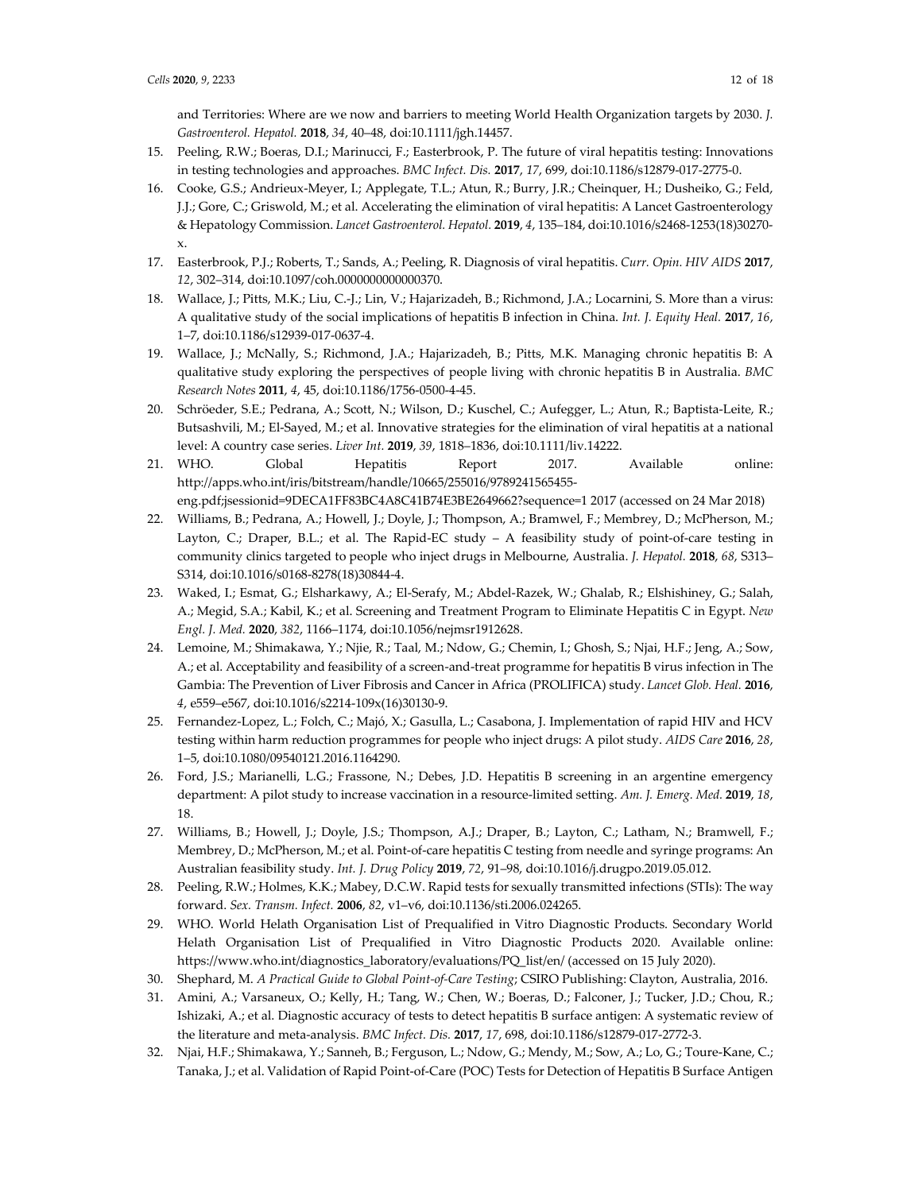and Territories: Where are we now and barriers to meeting World Health Organization targets by 2030. *J. Gastroenterol. Hepatol.* **2018**, *34*, 40–48, doi:10.1111/jgh.14457.

15. Peeling, R.W.; Boeras, D.I.; Marinucci, F.; Easterbrook, P. The future of viral hepatitis testing: Innovations in testing technologies and approaches. *BMC Infect. Dis.* **2017**, *17*, 699, doi:10.1186/s12879-017-2775-0.
16. Cooke, G.S.; Andrieux-Meyer, I.; Applegate, T.L.; Atun, R.; Burry, J.R.; Cheinquer, H.; Dusheiko, G.; Feld, J.J.; Gore, C.; Griswold, M.; et al. Accelerating the elimination of viral hepatitis: A Lancet Gastroenterology & Hepatology Commission. *Lancet Gastroenterol. Hepatol.* **2019**, *4*, 135–184, doi:10.1016/s2468-1253(18)30270-x.
17. Easterbrook, P.J.; Roberts, T.; Sands, A.; Peeling, R. Diagnosis of viral hepatitis. *Curr. Opin. HIV AIDS* **2017**, *12*, 302–314, doi:10.1097/coh.0000000000000370.
18. Wallace, J.; Pitts, M.K.; Liu, C.-J.; Lin, V.; Hajarizadeh, B.; Richmond, J.A.; Locarnini, S. More than a virus: A qualitative study of the social implications of hepatitis B infection in China. *Int. J. Equity Heal.* **2017**, *16*, 1–7, doi:10.1186/s12939-017-0637-4.
19. Wallace, J.; McNally, S.; Richmond, J.A.; Hajarizadeh, B.; Pitts, M.K. Managing chronic hepatitis B: A qualitative study exploring the perspectives of people living with chronic hepatitis B in Australia. *BMC Research Notes* **2011**, *4*, 45, doi:10.1186/1756-0500-4-45.
20. Schröeder, S.E.; Pedrana, A.; Scott, N.; Wilson, D.; Kuschel, C.; Aufegger, L.; Atun, R.; Baptista-Leite, R.; Butsashvili, M.; El-Sayed, M.; et al. Innovative strategies for the elimination of viral hepatitis at a national level: A country case series. *Liver Int.* **2019**, *39*, 1818–1836, doi:10.1111/liv.14222.
21. WHO. Global Hepatitis Report 2017. Available online: http://apps.who.int/iris/bitstream/handle/10665/255016/9789241565455-eng.pdf;jsessionid=9DECA1FF83BC4A8C41B74E3BE2649662?sequence=1 2017 (accessed on 24 Mar 2018)
22. Williams, B.; Pedrana, A.; Howell, J.; Doyle, J.; Thompson, A.; Bramwel, F.; Membrey, D.; McPherson, M.; Layton, C.; Draper, B.L.; et al. The Rapid-EC study – A feasibility study of point-of-care testing in community clinics targeted to people who inject drugs in Melbourne, Australia. *J. Hepatol.* **2018**, *68*, S313–S314, doi:10.1016/s0168-8278(18)30844-4.
23. Waked, I.; Esmat, G.; Elsharkawy, A.; El-Serafy, M.; Abdel-Razek, W.; Ghalab, R.; Elshishiney, G.; Salah, A.; Megid, S.A.; Kabil, K.; et al. Screening and Treatment Program to Eliminate Hepatitis C in Egypt. *New Engl. J. Med.* **2020**, *382*, 1166–1174, doi:10.1056/nejmsr1912628.
24. Lemoine, M.; Shimakawa, Y.; Njie, R.; Taal, M.; Ndow, G.; Chemin, I.; Ghosh, S.; Njai, H.F.; Jeng, A.; Sow, A.; et al. Acceptability and feasibility of a screen-and-treat programme for hepatitis B virus infection in The Gambia: The Prevention of Liver Fibrosis and Cancer in Africa (PROLIFICA) study. *Lancet Glob. Heal.* **2016**, *4*, e559–e567, doi:10.1016/s2214-109x(16)30130-9.
25. Fernandez-Lopez, L.; Folch, C.; Majó, X.; Gasulla, L.; Casabona, J. Implementation of rapid HIV and HCV testing within harm reduction programmes for people who inject drugs: A pilot study. *AIDS Care* **2016**, *28*, 1–5, doi:10.1080/09540121.2016.1164290.
26. Ford, J.S.; Marianelli, L.G.; Frassone, N.; Debes, J.D. Hepatitis B screening in an argentine emergency department: A pilot study to increase vaccination in a resource-limited setting. *Am. J. Emerg. Med.* **2019**, *18*, 18.
27. Williams, B.; Howell, J.; Doyle, J.S.; Thompson, A.J.; Draper, B.; Layton, C.; Latham, N.; Bramwell, F.; Membrey, D.; McPherson, M.; et al. Point-of-care hepatitis C testing from needle and syringe programs: An Australian feasibility study. *Int. J. Drug Policy* **2019**, *72*, 91–98, doi:10.1016/j.drugpo.2019.05.012.
28. Peeling, R.W.; Holmes, K.K.; Mabey, D.C.W. Rapid tests for sexually transmitted infections (STIs): The way forward. *Sex. Transm. Infect.* **2006**, *82*, v1–v6, doi:10.1136/sti.2006.024265.
29. WHO. World Helath Organisation List of Prequalified in Vitro Diagnostic Products. Secondary World Helath Organisation List of Prequalified in Vitro Diagnostic Products 2020. Available online: https://www.who.int/diagnostics_laboratory/evaluations/PQ_list/en/ (accessed on 15 July 2020).
30. Shephard, M. *A Practical Guide to Global Point-of-Care Testing*; CSIRO Publishing: Clayton, Australia, 2016.
31. Amini, A.; Varsaneux, O.; Kelly, H.; Tang, W.; Chen, W.; Boeras, D.; Falconer, J.; Tucker, J.D.; Chou, R.; Ishizaki, A.; et al. Diagnostic accuracy of tests to detect hepatitis B surface antigen: A systematic review of the literature and meta-analysis. *BMC Infect. Dis.* **2017**, *17*, 698, doi:10.1186/s12879-017-2772-3.
32. Njai, H.F.; Shimakawa, Y.; Sanneh, B.; Ferguson, L.; Ndow, G.; Mendy, M.; Sow, A.; Lo, G.; Toure-Kane, C.; Tanaka, J.; et al. Validation of Rapid Point-of-Care (POC) Tests for Detection of Hepatitis B Surface Antigen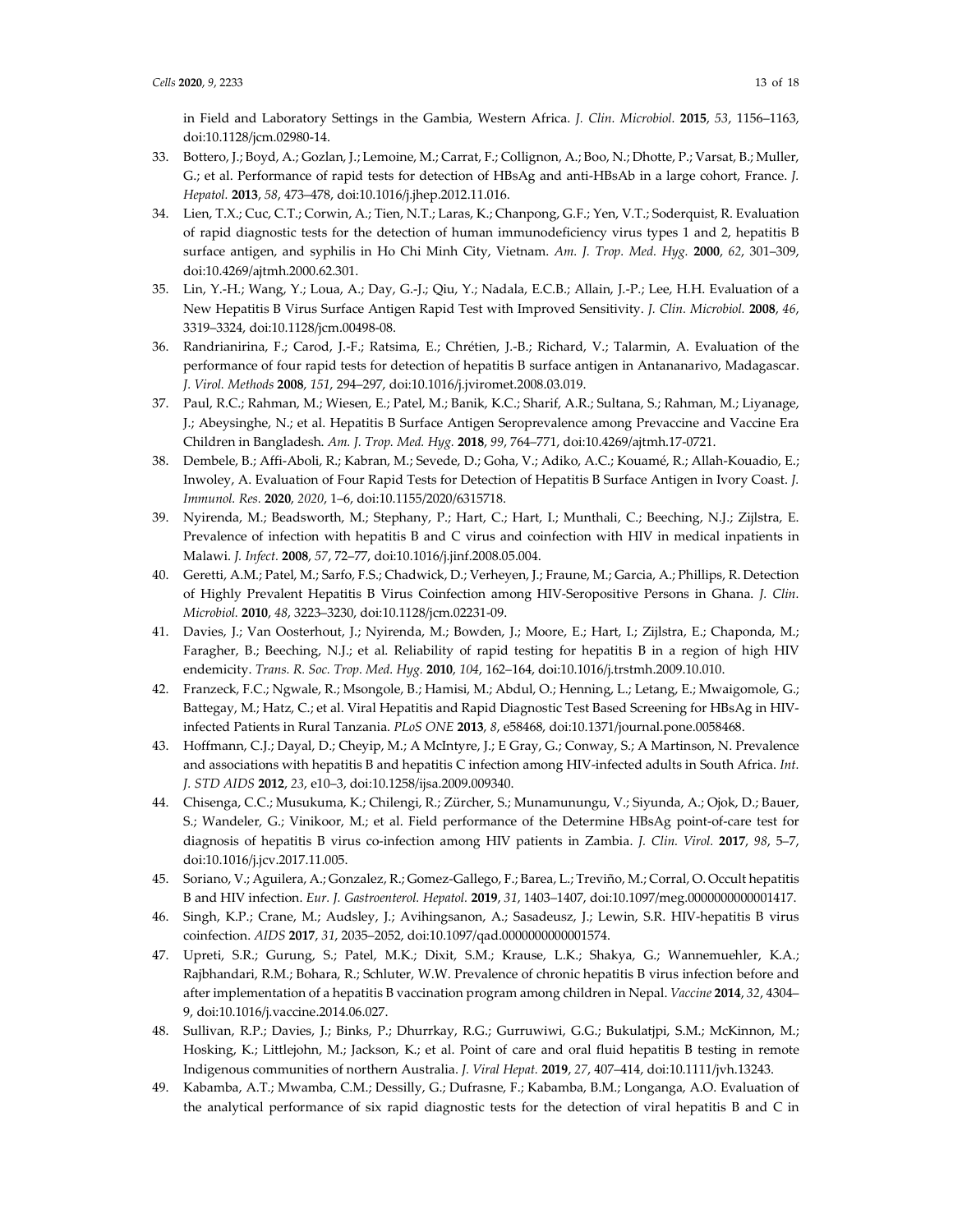in Field and Laboratory Settings in the Gambia, Western Africa. *J. Clin. Microbiol.* **2015**, *53*, 1156–1163, doi:10.1128/jcm.02980-14.

33. Bottero, J.; Boyd, A.; Gozlan, J.; Lemoine, M.; Carrat, F.; Collignon, A.; Boo, N.; Dhotte, P.; Varsat, B.; Muller, G.; et al. Performance of rapid tests for detection of HBsAg and anti-HBsAb in a large cohort, France. *J. Hepatol.* **2013**, *58*, 473–478, doi:10.1016/j.jhep.2012.11.016.
34. Lien, T.X.; Cuc, C.T.; Corwin, A.; Tien, N.T.; Laras, K.; Chanpong, G.F.; Yen, V.T.; Soderquist, R. Evaluation of rapid diagnostic tests for the detection of human immunodeficiency virus types 1 and 2, hepatitis B surface antigen, and syphilis in Ho Chi Minh City, Vietnam. *Am. J. Trop. Med. Hyg.* **2000**, *62*, 301–309, doi:10.4269/ajtmh.2000.62.301.
35. Lin, Y.-H.; Wang, Y.; Loua, A.; Day, G.-J.; Qiu, Y.; Nadala, E.C.B.; Allain, J.-P.; Lee, H.H. Evaluation of a New Hepatitis B Virus Surface Antigen Rapid Test with Improved Sensitivity. *J. Clin. Microbiol.* **2008**, *46*, 3319–3324, doi:10.1128/jcm.00498-08.
36. Randrianirina, F.; Carod, J.-F.; Ratsima, E.; Chrétien, J.-B.; Richard, V.; Talarmin, A. Evaluation of the performance of four rapid tests for detection of hepatitis B surface antigen in Antananarivo, Madagascar. *J. Virol. Methods* **2008**, *151*, 294–297, doi:10.1016/j.jviromet.2008.03.019.
37. Paul, R.C.; Rahman, M.; Wiesen, E.; Patel, M.; Banik, K.C.; Sharif, A.R.; Sultana, S.; Rahman, M.; Liyanage, J.; Abeysinghe, N.; et al. Hepatitis B Surface Antigen Seroprevalence among Prevaccine and Vaccine Era Children in Bangladesh. *Am. J. Trop. Med. Hyg.* **2018**, *99*, 764–771, doi:10.4269/ajtmh.17-0721.
38. Dembele, B.; Affi-Aboli, R.; Kabran, M.; Sevede, D.; Goha, V.; Adiko, A.C.; Kouamé, R.; Allah-Kouadio, E.; Inwoley, A. Evaluation of Four Rapid Tests for Detection of Hepatitis B Surface Antigen in Ivory Coast. *J. Immunol. Res.* **2020**, *2020*, 1–6, doi:10.1155/2020/6315718.
39. Nyirenda, M.; Beadsworth, M.; Stephany, P.; Hart, C.; Hart, I.; Munthali, C.; Beeching, N.J.; Zijlstra, E. Prevalence of infection with hepatitis B and C virus and coinfection with HIV in medical inpatients in Malawi. *J. Infect.* **2008**, *57*, 72–77, doi:10.1016/j.jinf.2008.05.004.
40. Geretti, A.M.; Patel, M.; Sarfo, F.S.; Chadwick, D.; Verheyen, J.; Fraune, M.; Garcia, A.; Phillips, R. Detection of Highly Prevalent Hepatitis B Virus Coinfection among HIV-Seropositive Persons in Ghana. *J. Clin. Microbiol.* **2010**, *48*, 3223–3230, doi:10.1128/jcm.02231-09.
41. Davies, J.; Van Oosterhout, J.; Nyirenda, M.; Bowden, J.; Moore, E.; Hart, I.; Zijlstra, E.; Chaponda, M.; Faragher, B.; Beeching, N.J.; et al. Reliability of rapid testing for hepatitis B in a region of high HIV endemicity. *Trans. R. Soc. Trop. Med. Hyg.* **2010**, *104*, 162–164, doi:10.1016/j.trstmh.2009.10.010.
42. Franzeck, F.C.; Ngwale, R.; Msongole, B.; Hamisi, M.; Abdul, O.; Henning, L.; Letang, E.; Mwaigomole, G.; Battegay, M.; Hatz, C.; et al. Viral Hepatitis and Rapid Diagnostic Test Based Screening for HBsAg in HIV-infected Patients in Rural Tanzania. *PLoS ONE* **2013**, *8*, e58468, doi:10.1371/journal.pone.0058468.
43. Hoffmann, C.J.; Dayal, D.; Cheyip, M.; A McIntyre, J.; E Gray, G.; Conway, S.; A Martinson, N. Prevalence and associations with hepatitis B and hepatitis C infection among HIV-infected adults in South Africa. *Int. J. STD AIDS* **2012**, *23*, e10–3, doi:10.1258/ijsa.2009.009340.
44. Chisenga, C.C.; Musukuma, K.; Chilengi, R.; Zürcher, S.; Munamunungu, V.; Siyunda, A.; Ojok, D.; Bauer, S.; Wandeler, G.; Vinikoor, M.; et al. Field performance of the Determine HBsAg point-of-care test for diagnosis of hepatitis B virus co-infection among HIV patients in Zambia. *J. Clin. Virol.* **2017**, *98*, 5–7, doi:10.1016/j.jcv.2017.11.005.
45. Soriano, V.; Aguilera, A.; Gonzalez, R.; Gomez-Gallego, F.; Barea, L.; Treviño, M.; Corral, O. Occult hepatitis B and HIV infection. *Eur. J. Gastroenterol. Hepatol.* **2019**, *31*, 1403–1407, doi:10.1097/meg.0000000000001417.
46. Singh, K.P.; Crane, M.; Audsley, J.; Avihingsanon, A.; Sasadeusz, J.; Lewin, S.R. HIV-hepatitis B virus coinfection. *AIDS* **2017**, *31*, 2035–2052, doi:10.1097/qad.0000000000001574.
47. Upreti, S.R.; Gurung, S.; Patel, M.K.; Dixit, S.M.; Krause, L.K.; Shakya, G.; Wannemuehler, K.A.; Rajbhandari, R.M.; Bohara, R.; Schluter, W.W. Prevalence of chronic hepatitis B virus infection before and after implementation of a hepatitis B vaccination program among children in Nepal. *Vaccine* **2014**, *32*, 4304–9, doi:10.1016/j.vaccine.2014.06.027.
48. Sullivan, R.P.; Davies, J.; Binks, P.; Dhurrkay, R.G.; Gurruwiwi, G.G.; Bukulatjpi, S.M.; McKinnon, M.; Hosking, K.; Littlejohn, M.; Jackson, K.; et al. Point of care and oral fluid hepatitis B testing in remote Indigenous communities of northern Australia. *J. Viral Hepat.* **2019**, *27*, 407–414, doi:10.1111/jvh.13243.
49. Kabamba, A.T.; Mwamba, C.M.; Dessilly, G.; Dufrasne, F.; Kabamba, B.M.; Longanga, A.O. Evaluation of the analytical performance of six rapid diagnostic tests for the detection of viral hepatitis B and C in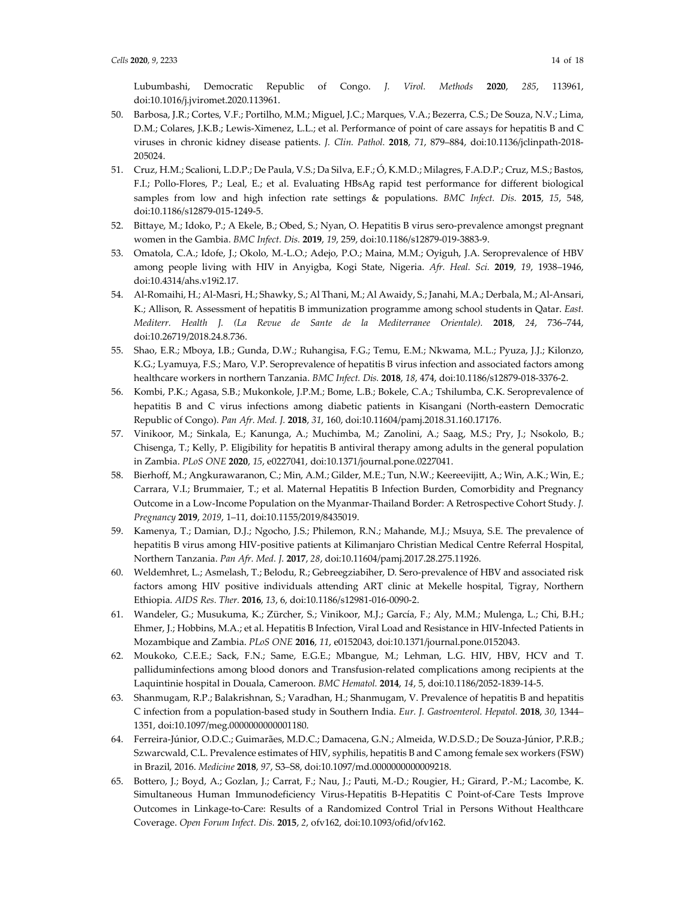Lubumbashi, Democratic Republic of Congo. *J. Virol. Methods* **2020**, *285*, 113961, doi:10.1016/j.jviromet.2020.113961.

50. Barbosa, J.R.; Cortes, V.F.; Portilho, M.M.; Miguel, J.C.; Marques, V.A.; Bezerra, C.S.; De Souza, N.V.; Lima, D.M.; Colares, J.K.B.; Lewis-Ximenez, L.L.; et al. Performance of point of care assays for hepatitis B and C viruses in chronic kidney disease patients. *J. Clin. Pathol.* **2018**, *71*, 879–884, doi:10.1136/jclinpath-2018-205024.
51. Cruz, H.M.; Scalioni, L.D.P.; De Paula, V.S.; Da Silva, E.F.; Ó, K.M.D.; Milagres, F.A.D.P.; Cruz, M.S.; Bastos, F.I.; Pollo-Flores, P.; Leal, E.; et al. Evaluating HBsAg rapid test performance for different biological samples from low and high infection rate settings & populations. *BMC Infect. Dis.* **2015**, *15*, 548, doi:10.1186/s12879-015-1249-5.
52. Bittaye, M.; Idoko, P.; A Ekele, B.; Obed, S.; Nyan, O. Hepatitis B virus sero-prevalence amongst pregnant women in the Gambia. *BMC Infect. Dis.* **2019**, *19*, 259, doi:10.1186/s12879-019-3883-9.
53. Omatola, C.A.; Idofe, J.; Okolo, M.-L.O.; Adejo, P.O.; Maina, M.M.; Oyiguh, J.A. Seroprevalence of HBV among people living with HIV in Anyigba, Kogi State, Nigeria. *Afr. Heal. Sci.* **2019**, *19*, 1938–1946, doi:10.4314/ahs.v19i2.17.
54. Al-Romaihi, H.; Al-Masri, H.; Shawky, S.; Al Thani, M.; Al Awaidy, S.; Janahi, M.A.; Derbala, M.; Al-Ansari, K.; Allison, R. Assessment of hepatitis B immunization programme among school students in Qatar. *East. Mediterr. Health J. (La Revue de Sante de la Mediterranee Orientale).* **2018**, *24*, 736–744, doi:10.26719/2018.24.8.736.
55. Shao, E.R.; Mboya, I.B.; Gunda, D.W.; Ruhangisa, F.G.; Temu, E.M.; Nkwama, M.L.; Pyuza, J.J.; Kilonzo, K.G.; Lyamuya, F.S.; Maro, V.P. Seroprevalence of hepatitis B virus infection and associated factors among healthcare workers in northern Tanzania. *BMC Infect. Dis.* **2018**, *18*, 474, doi:10.1186/s12879-018-3376-2.
56. Kombi, P.K.; Agasa, S.B.; Mukonkole, J.P.M.; Bome, L.B.; Bokele, C.A.; Tshilumba, C.K. Seroprevalence of hepatitis B and C virus infections among diabetic patients in Kisangani (North-eastern Democratic Republic of Congo). *Pan Afr. Med. J.* **2018**, *31*, 160, doi:10.11604/pamj.2018.31.160.17176.
57. Vinikoor, M.; Sinkala, E.; Kanunga, A.; Muchimba, M.; Zanolini, A.; Saag, M.S.; Pry, J.; Nsokolo, B.; Chisenga, T.; Kelly, P. Eligibility for hepatitis B antiviral therapy among adults in the general population in Zambia. *PLoS ONE* **2020**, *15*, e0227041, doi:10.1371/journal.pone.0227041.
58. Bierhoff, M.; Angkurawaranon, C.; Min, A.M.; Gilder, M.E.; Tun, N.W.; Keereevijitt, A.; Win, A.K.; Win, E.; Carrara, V.I.; Brummaier, T.; et al. Maternal Hepatitis B Infection Burden, Comorbidity and Pregnancy Outcome in a Low-Income Population on the Myanmar-Thailand Border: A Retrospective Cohort Study. *J. Pregnancy* **2019**, *2019*, 1–11, doi:10.1155/2019/8435019.
59. Kamenya, T.; Damian, D.J.; Ngocho, J.S.; Philemon, R.N.; Mahande, M.J.; Msuya, S.E. The prevalence of hepatitis B virus among HIV-positive patients at Kilimanjaro Christian Medical Centre Referral Hospital, Northern Tanzania. *Pan Afr. Med. J.* **2017**, *28*, doi:10.11604/pamj.2017.28.275.11926.
60. Weldemhret, L.; Asmelash, T.; Belodu, R.; Gebreegziabiher, D. Sero-prevalence of HBV and associated risk factors among HIV positive individuals attending ART clinic at Mekelle hospital, Tigray, Northern Ethiopia. *AIDS Res. Ther.* **2016**, *13*, 6, doi:10.1186/s12981-016-0090-2.
61. Wandeler, G.; Musukuma, K.; Zürcher, S.; Vinikoor, M.J.; García, F.; Aly, M.M.; Mulenga, L.; Chi, B.H.; Ehmer, J.; Hobbins, M.A.; et al. Hepatitis B Infection, Viral Load and Resistance in HIV-Infected Patients in Mozambique and Zambia. *PLoS ONE* **2016**, *11*, e0152043, doi:10.1371/journal.pone.0152043.
62. Moukoko, C.E.E.; Sack, F.N.; Same, E.G.E.; Mbangue, M.; Lehman, L.G. HIV, HBV, HCV and T. palliduminfections among blood donors and Transfusion-related complications among recipients at the Laquintinie hospital in Douala, Cameroon. *BMC Hematol.* **2014**, *14*, 5, doi:10.1186/2052-1839-14-5.
63. Shanmugam, R.P.; Balakrishnan, S.; Varadhan, H.; Shanmugam, V. Prevalence of hepatitis B and hepatitis C infection from a population-based study in Southern India. *Eur. J. Gastroenterol. Hepatol.* **2018**, *30*, 1344–1351, doi:10.1097/meg.0000000000001180.
64. Ferreira-Júnior, O.D.C.; Guimarães, M.D.C.; Damacena, G.N.; Almeida, W.D.S.D.; De Souza-Júnior, P.R.B.; Szwarcwald, C.L. Prevalence estimates of HIV, syphilis, hepatitis B and C among female sex workers (FSW) in Brazil, 2016. *Medicine* **2018**, *97*, S3–S8, doi:10.1097/md.0000000000009218.
65. Bottero, J.; Boyd, A.; Gozlan, J.; Carrat, F.; Nau, J.; Pauti, M.-D.; Rougier, H.; Girard, P.-M.; Lacombe, K. Simultaneous Human Immunodeficiency Virus-Hepatitis B-Hepatitis C Point-of-Care Tests Improve Outcomes in Linkage-to-Care: Results of a Randomized Control Trial in Persons Without Healthcare Coverage. *Open Forum Infect. Dis.* **2015**, *2*, ofv162, doi:10.1093/ofid/ofv162.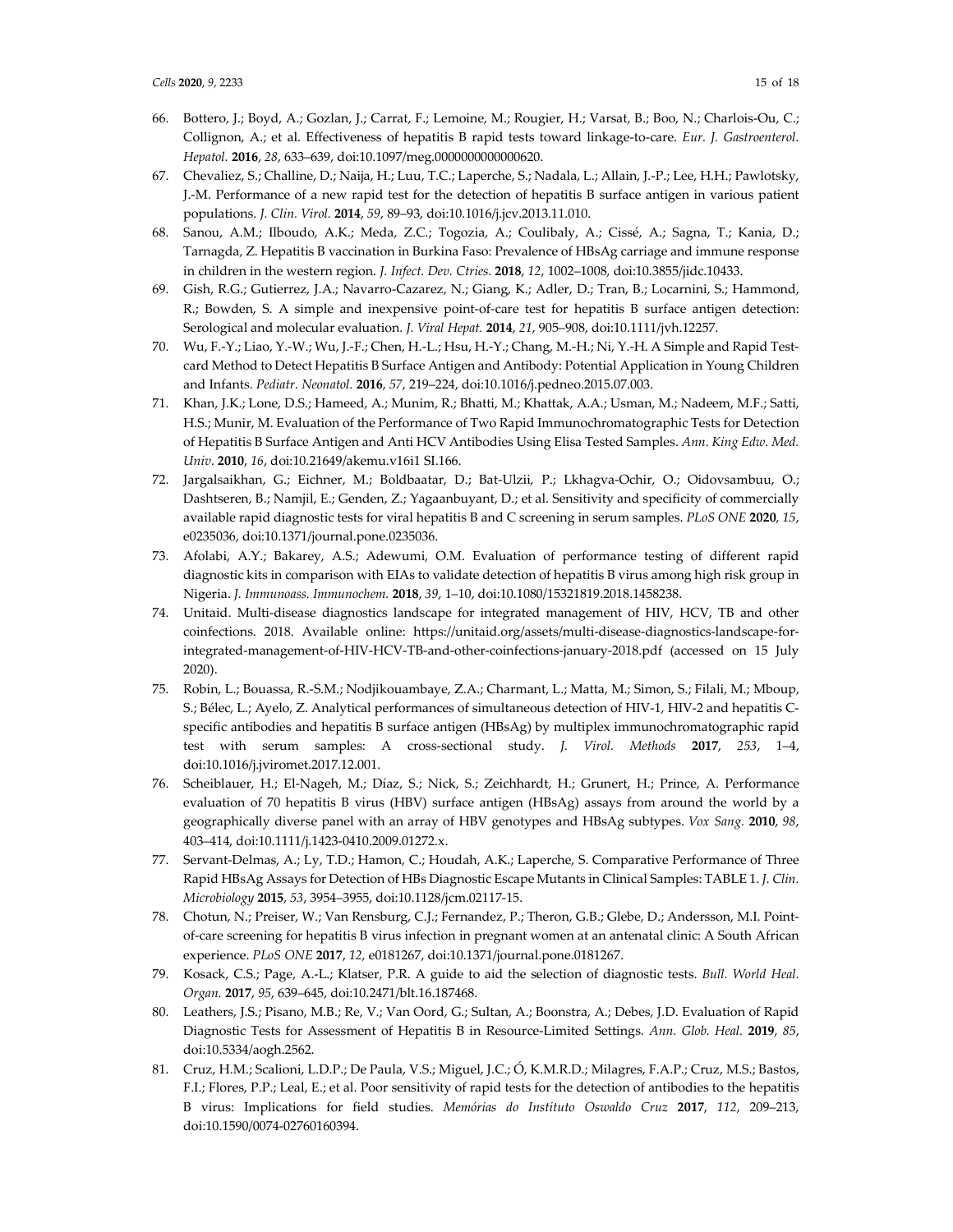66. Bottero, J.; Boyd, A.; Gozlan, J.; Carrat, F.; Lemoine, M.; Rougier, H.; Varsat, B.; Boo, N.; Charlois-Ou, C.; Collignon, A.; et al. Effectiveness of hepatitis B rapid tests toward linkage-to-care. *Eur. J. Gastroenterol. Hepatol.* **2016**, *28*, 633–639, doi:10.1097/meg.0000000000000620.
67. Chevaliez, S.; Challine, D.; Naija, H.; Luu, T.C.; Laperche, S.; Nadala, L.; Allain, J.-P.; Lee, H.H.; Pawlotsky, J.-M. Performance of a new rapid test for the detection of hepatitis B surface antigen in various patient populations. *J. Clin. Virol.* **2014**, *59*, 89–93, doi:10.1016/j.jcv.2013.11.010.
68. Sanou, A.M.; Ilboudo, A.K.; Meda, Z.C.; Togozia, A.; Coulibaly, A.; Cissé, A.; Sagna, T.; Kania, D.; Tarnagda, Z. Hepatitis B vaccination in Burkina Faso: Prevalence of HBsAg carriage and immune response in children in the western region. *J. Infect. Dev. Ctries.* **2018**, *12*, 1002–1008, doi:10.3855/jidc.10433.
69. Gish, R.G.; Gutierrez, J.A.; Navarro-Cazarez, N.; Giang, K.; Adler, D.; Tran, B.; Locarnini, S.; Hammond, R.; Bowden, S. A simple and inexpensive point-of-care test for hepatitis B surface antigen detection: Serological and molecular evaluation. *J. Viral Hepat.* **2014**, *21*, 905–908, doi:10.1111/jvh.12257.
70. Wu, F.-Y.; Liao, Y.-W.; Wu, J.-F.; Chen, H.-L.; Hsu, H.-Y.; Chang, M.-H.; Ni, Y.-H. A Simple and Rapid Test-card Method to Detect Hepatitis B Surface Antigen and Antibody: Potential Application in Young Children and Infants. *Pediatr. Neonatol.* **2016**, *57*, 219–224, doi:10.1016/j.pedneo.2015.07.003.
71. Khan, J.K.; Lone, D.S.; Hameed, A.; Munim, R.; Bhatti, M.; Khattak, A.A.; Usman, M.; Nadeem, M.F.; Satti, H.S.; Munir, M. Evaluation of the Performance of Two Rapid Immunochromatographic Tests for Detection of Hepatitis B Surface Antigen and Anti HCV Antibodies Using Elisa Tested Samples. *Ann. King Edw. Med. Univ.* **2010**, *16*, doi:10.21649/akemu.v16i1 SI.166.
72. Jargalsaikhan, G.; Eichner, M.; Boldbaatar, D.; Bat-Ulzii, P.; Lkhagva-Ochir, O.; Oidovsambuu, O.; Dashtseren, B.; Namjil, E.; Genden, Z.; Yagaanbuyant, D.; et al. Sensitivity and specificity of commercially available rapid diagnostic tests for viral hepatitis B and C screening in serum samples. *PLoS ONE* **2020**, *15*, e0235036, doi:10.1371/journal.pone.0235036.
73. Afolabi, A.Y.; Bakarey, A.S.; Adewumi, O.M. Evaluation of performance testing of different rapid diagnostic kits in comparison with EIAs to validate detection of hepatitis B virus among high risk group in Nigeria. *J. Immunoass. Immunochem.* **2018**, *39*, 1–10, doi:10.1080/15321819.2018.1458238.
74. Unitaid. Multi-disease diagnostics landscape for integrated management of HIV, HCV, TB and other coinfections. 2018. Available online: https://unitaid.org/assets/multi-disease-diagnostics-landscape-for-integrated-management-of-HIV-HCV-TB-and-other-coinfections-january-2018.pdf (accessed on 15 July 2020).
75. Robin, L.; Bouassa, R.-S.M.; Nodjikouambaye, Z.A.; Charmant, L.; Matta, M.; Simon, S.; Filali, M.; Mboup, S.; Bélec, L.; Ayelo, Z. Analytical performances of simultaneous detection of HIV-1, HIV-2 and hepatitis C-specific antibodies and hepatitis B surface antigen (HBsAg) by multiplex immunochromatographic rapid test with serum samples: A cross-sectional study. *J. Virol. Methods* **2017**, *253*, 1–4, doi:10.1016/j.jviromet.2017.12.001.
76. Scheiblauer, H.; El-Nageh, M.; Díaz, S.; Nick, S.; Zeichhardt, H.; Grunert, H.; Prince, A. Performance evaluation of 70 hepatitis B virus (HBV) surface antigen (HBsAg) assays from around the world by a geographically diverse panel with an array of HBV genotypes and HBsAg subtypes. *Vox Sang.* **2010**, *98*, 403–414, doi:10.1111/j.1423-0410.2009.01272.x.
77. Servant-Delmas, A.; Ly, T.D.; Hamon, C.; Houdah, A.K.; Laperche, S. Comparative Performance of Three Rapid HBsAg Assays for Detection of HBs Diagnostic Escape Mutants in Clinical Samples: TABLE 1. *J. Clin. Microbiology* **2015**, *53*, 3954–3955, doi:10.1128/jcm.02117-15.
78. Chotun, N.; Preiser, W.; Van Rensburg, C.J.; Fernandez, P.; Theron, G.B.; Glebe, D.; Andersson, M.I. Point-of-care screening for hepatitis B virus infection in pregnant women at an antenatal clinic: A South African experience. *PLoS ONE* **2017**, *12*, e0181267, doi:10.1371/journal.pone.0181267.
79. Kosack, C.S.; Page, A.-L.; Klatser, P.R. A guide to aid the selection of diagnostic tests. *Bull. World Heal. Organ.* **2017**, *95*, 639–645, doi:10.2471/blt.16.187468.
80. Leathers, J.S.; Pisano, M.B.; Re, V.; Van Oord, G.; Sultan, A.; Boonstra, A.; Debes, J.D. Evaluation of Rapid Diagnostic Tests for Assessment of Hepatitis B in Resource-Limited Settings. *Ann. Glob. Heal.* **2019**, *85*, doi:10.5334/aogh.2562.
81. Cruz, H.M.; Scalioni, L.D.P.; De Paula, V.S.; Miguel, J.C.; Ó, K.M.R.D.; Milagres, F.A.P.; Cruz, M.S.; Bastos, F.I.; Flores, P.P.; Leal, E.; et al. Poor sensitivity of rapid tests for the detection of antibodies to the hepatitis B virus: Implications for field studies. *Memórias do Instituto Oswaldo Cruz* **2017**, *112*, 209–213, doi:10.1590/0074-02760160394.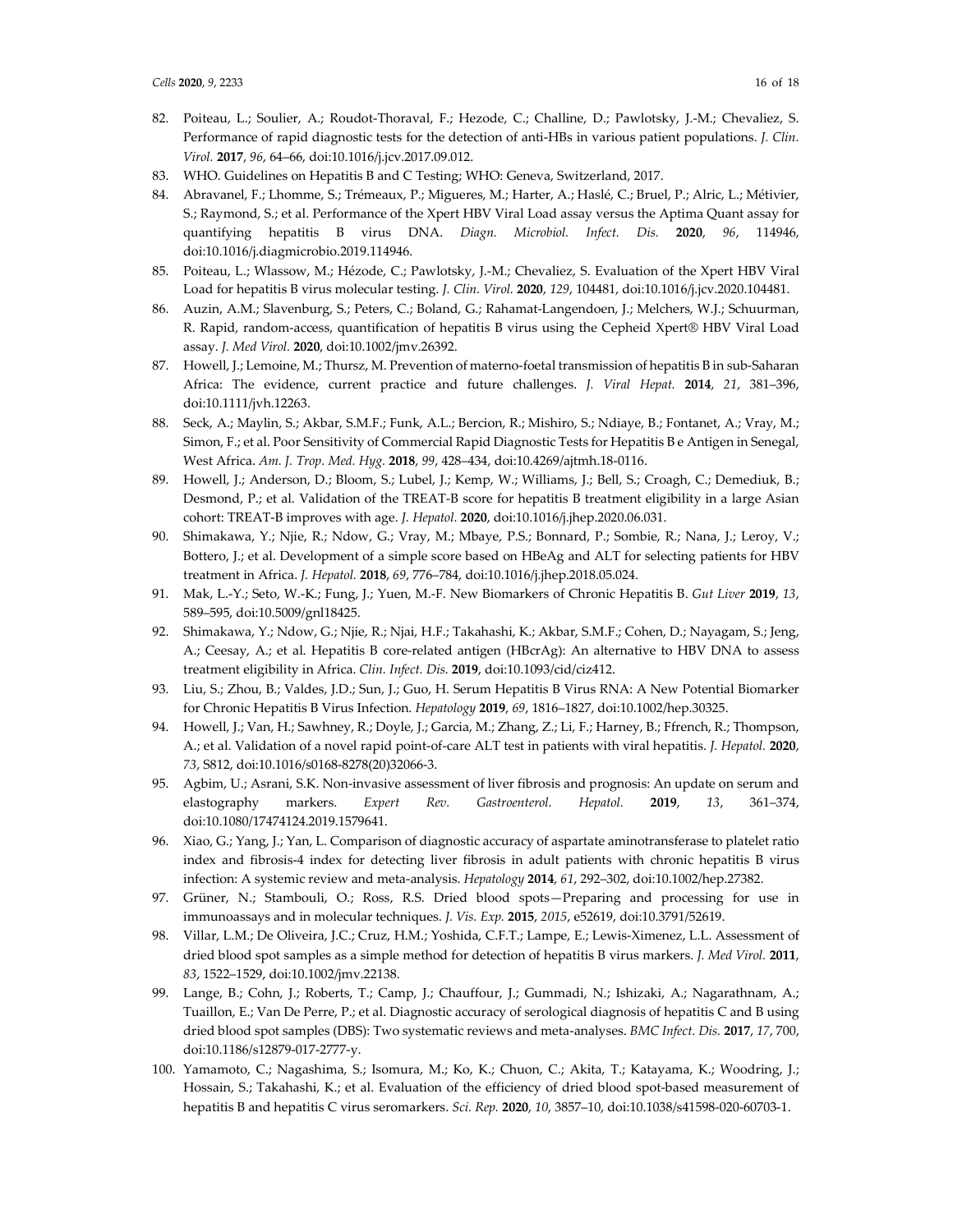82. Poiteau, L.; Soulier, A.; Roudot-Thoraval, F.; Hezode, C.; Challine, D.; Pawlotsky, J.-M.; Chevaliez, S. Performance of rapid diagnostic tests for the detection of anti-HBs in various patient populations. *J. Clin. Virol.* **2017**, *96*, 64–66, doi:10.1016/j.jcv.2017.09.012.
83. WHO. Guidelines on Hepatitis B and C Testing; WHO: Geneva, Switzerland, 2017.
84. Abravanel, F.; Lhomme, S.; Trémeaux, P.; Migueres, M.; Harter, A.; Haslé, C.; Bruel, P.; Alric, L.; Métivier, S.; Raymond, S.; et al. Performance of the Xpert HBV Viral Load assay versus the Aptima Quant assay for quantifying hepatitis B virus DNA. *Diagn. Microbiol. Infect. Dis.* **2020**, *96*, 114946, doi:10.1016/j.diagmicrobio.2019.114946.
85. Poiteau, L.; Wlassow, M.; Hézode, C.; Pawlotsky, J.-M.; Chevaliez, S. Evaluation of the Xpert HBV Viral Load for hepatitis B virus molecular testing. *J. Clin. Virol.* **2020**, *129*, 104481, doi:10.1016/j.jcv.2020.104481.
86. Auzin, A.M.; Slavenburg, S.; Peters, C.; Boland, G.; Rahamat-Langendoen, J.; Melchers, W.J.; Schuurman, R. Rapid, random-access, quantification of hepatitis B virus using the Cepheid Xpert® HBV Viral Load assay. *J. Med Virol.* **2020**, doi:10.1002/jmv.26392.
87. Howell, J.; Lemoine, M.; Thursz, M. Prevention of materno-foetal transmission of hepatitis B in sub-Saharan Africa: The evidence, current practice and future challenges. *J. Viral Hepat.* **2014**, *21*, 381–396, doi:10.1111/jvh.12263.
88. Seck, A.; Maylin, S.; Akbar, S.M.F.; Funk, A.L.; Bercion, R.; Mishiro, S.; Ndiaye, B.; Fontanet, A.; Vray, M.; Simon, F.; et al. Poor Sensitivity of Commercial Rapid Diagnostic Tests for Hepatitis B e Antigen in Senegal, West Africa. *Am. J. Trop. Med. Hyg.* **2018**, *99*, 428–434, doi:10.4269/ajtmh.18-0116.
89. Howell, J.; Anderson, D.; Bloom, S.; Lubel, J.; Kemp, W.; Williams, J.; Bell, S.; Croagh, C.; Demediuk, B.; Desmond, P.; et al. Validation of the TREAT-B score for hepatitis B treatment eligibility in a large Asian cohort: TREAT-B improves with age. *J. Hepatol.* **2020**, doi:10.1016/j.jhep.2020.06.031.
90. Shimakawa, Y.; Njie, R.; Ndow, G.; Vray, M.; Mbaye, P.S.; Bonnard, P.; Sombie, R.; Nana, J.; Leroy, V.; Bottero, J.; et al. Development of a simple score based on HBeAg and ALT for selecting patients for HBV treatment in Africa. *J. Hepatol.* **2018**, *69*, 776–784, doi:10.1016/j.jhep.2018.05.024.
91. Mak, L.-Y.; Seto, W.-K.; Fung, J.; Yuen, M.-F. New Biomarkers of Chronic Hepatitis B. *Gut Liver* **2019**, *13*, 589–595, doi:10.5009/gnl18425.
92. Shimakawa, Y.; Ndow, G.; Njie, R.; Njai, H.F.; Takahashi, K.; Akbar, S.M.F.; Cohen, D.; Nayagam, S.; Jeng, A.; Ceesay, A.; et al. Hepatitis B core-related antigen (HBcrAg): An alternative to HBV DNA to assess treatment eligibility in Africa. *Clin. Infect. Dis.* **2019**, doi:10.1093/cid/ciz412.
93. Liu, S.; Zhou, B.; Valdes, J.D.; Sun, J.; Guo, H. Serum Hepatitis B Virus RNA: A New Potential Biomarker for Chronic Hepatitis B Virus Infection. *Hepatology* **2019**, *69*, 1816–1827, doi:10.1002/hep.30325.
94. Howell, J.; Van, H.; Sawhney, R.; Doyle, J.; Garcia, M.; Zhang, Z.; Li, F.; Harney, B.; Ffrench, R.; Thompson, A.; et al. Validation of a novel rapid point-of-care ALT test in patients with viral hepatitis. *J. Hepatol.* **2020**, *73*, S812, doi:10.1016/s0168-8278(20)32066-3.
95. Agbim, U.; Asrani, S.K. Non-invasive assessment of liver fibrosis and prognosis: An update on serum and elastography markers. *Expert Rev. Gastroenterol. Hepatol.* **2019**, *13*, 361–374, doi:10.1080/17474124.2019.1579641.
96. Xiao, G.; Yang, J.; Yan, L. Comparison of diagnostic accuracy of aspartate aminotransferase to platelet ratio index and fibrosis-4 index for detecting liver fibrosis in adult patients with chronic hepatitis B virus infection: A systemic review and meta-analysis. *Hepatology* **2014**, *61*, 292–302, doi:10.1002/hep.27382.
97. Grüner, N.; Stambouli, O.; Ross, R.S. Dried blood spots—Preparing and processing for use in immunoassays and in molecular techniques. *J. Vis. Exp.* **2015**, *2015*, e52619, doi:10.3791/52619.
98. Villar, L.M.; De Oliveira, J.C.; Cruz, H.M.; Yoshida, C.F.T.; Lampe, E.; Lewis-Ximenez, L.L. Assessment of dried blood spot samples as a simple method for detection of hepatitis B virus markers. *J. Med Virol.* **2011**, *83*, 1522–1529, doi:10.1002/jmv.22138.
99. Lange, B.; Cohn, J.; Roberts, T.; Camp, J.; Chauffour, J.; Gummadi, N.; Ishizaki, A.; Nagarathnam, A.; Tuaillon, E.; Van De Perre, P.; et al. Diagnostic accuracy of serological diagnosis of hepatitis C and B using dried blood spot samples (DBS): Two systematic reviews and meta-analyses. *BMC Infect. Dis.* **2017**, *17*, 700, doi:10.1186/s12879-017-2777-y.
100. Yamamoto, C.; Nagashima, S.; Isomura, M.; Ko, K.; Chuon, C.; Akita, T.; Katayama, K.; Woodring, J.; Hossain, S.; Takahashi, K.; et al. Evaluation of the efficiency of dried blood spot-based measurement of hepatitis B and hepatitis C virus seromarkers. *Sci. Rep.* **2020**, *10*, 3857–10, doi:10.1038/s41598-020-60703-1.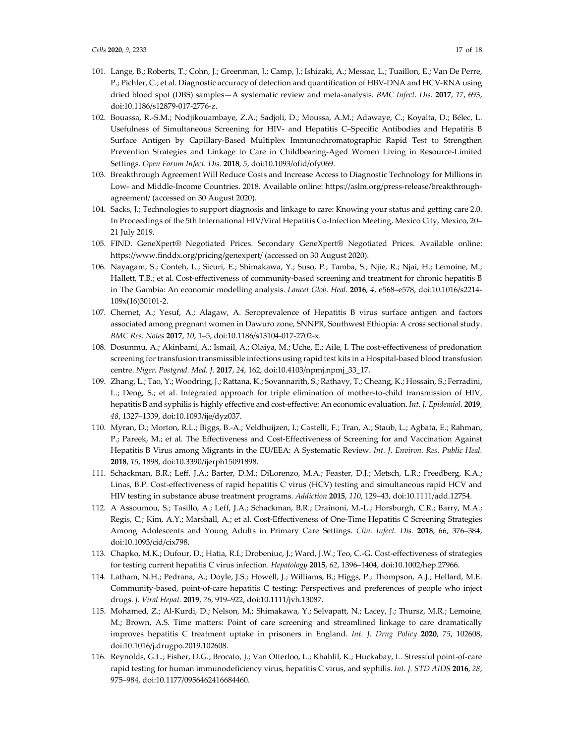101. Lange, B.; Roberts, T.; Cohn, J.; Greenman, J.; Camp, J.; Ishizaki, A.; Messac, L.; Tuaillon, E.; Van De Perre, P.; Pichler, C.; et al. Diagnostic accuracy of detection and quantification of HBV-DNA and HCV-RNA using dried blood spot (DBS) samples—A systematic review and meta-analysis. *BMC Infect. Dis.* **2017**, *17*, 693, doi:10.1186/s12879-017-2776-z.
102. Bouassa, R.-S.M.; Nodjikouambaye, Z.A.; Sadjoli, D.; Moussa, A.M.; Adawaye, C.; Koyalta, D.; Bélec, L. Usefulness of Simultaneous Screening for HIV- and Hepatitis C–Specific Antibodies and Hepatitis B Surface Antigen by Capillary-Based Multiplex Immunochromatographic Rapid Test to Strengthen Prevention Strategies and Linkage to Care in Childbearing-Aged Women Living in Resource-Limited Settings. *Open Forum Infect. Dis.* **2018**, *5*, doi:10.1093/ofid/ofy069.
103. Breakthrough Agreement Will Reduce Costs and Increase Access to Diagnostic Technology for Millions in Low- and Middle-Income Countries. 2018. Available online: https://aslm.org/press-release/breakthrough-agreement/ (accessed on 30 August 2020).
104. Sacks, J.; Technologies to support diagnosis and linkage to care: Knowing your status and getting care 2.0. In Proceedings of the 5th International HIV/Viral Hepatitis Co-Infection Meeting, Mexico City, Mexico, 20–21 July 2019.
105. FIND. GeneXpert® Negotiated Prices. Secondary GeneXpert® Negotiated Prices. Available online: https://www.finddx.org/pricing/genexpert/ (accessed on 30 August 2020).
106. Nayagam, S.; Conteh, L.; Sicuri, E.; Shimakawa, Y.; Suso, P.; Tamba, S.; Njie, R.; Njai, H.; Lemoine, M.; Hallett, T.B.; et al. Cost-effectiveness of community-based screening and treatment for chronic hepatitis B in The Gambia: An economic modelling analysis. *Lancet Glob. Heal.* **2016**, *4*, e568–e578, doi:10.1016/s2214-109x(16)30101-2.
107. Chernet, A.; Yesuf, A.; Alagaw, A. Seroprevalence of Hepatitis B virus surface antigen and factors associated among pregnant women in Dawuro zone, SNNPR, Southwest Ethiopia: A cross sectional study. *BMC Res. Notes* **2017**, *10*, 1–5, doi:10.1186/s13104-017-2702-x.
108. Dosunmu, A.; Akinbami, A.; Ismail, A.; Olaiya, M.; Uche, E.; Aile, I. The cost-effectiveness of predonation screening for transfusion transmissible infections using rapid test kits in a Hospital-based blood transfusion centre. *Niger. Postgrad. Med. J.* **2017**, *24*, 162, doi:10.4103/npmj.npmj_33_17.
109. Zhang, L.; Tao, Y.; Woodring, J.; Rattana, K.; Sovannarith, S.; Rathavy, T.; Cheang, K.; Hossain, S.; Ferradini, L.; Deng, S.; et al. Integrated approach for triple elimination of mother-to-child transmission of HIV, hepatitis B and syphilis is highly effective and cost-effective: An economic evaluation. *Int. J. Epidemiol.* **2019**, *48*, 1327–1339, doi:10.1093/ije/dyz037.
110. Myran, D.; Morton, R.L.; Biggs, B.-A.; Veldhuijzen, I.; Castelli, F.; Tran, A.; Staub, L.; Agbata, E.; Rahman, P.; Pareek, M.; et al. The Effectiveness and Cost-Effectiveness of Screening for and Vaccination Against Hepatitis B Virus among Migrants in the EU/EEA: A Systematic Review. *Int. J. Environ. Res. Public Heal.* **2018**, *15*, 1898, doi:10.3390/ijerph15091898.
111. Schackman, B.R.; Leff, J.A.; Barter, D.M.; DiLorenzo, M.A.; Feaster, D.J.; Metsch, L.R.; Freedberg, K.A.; Linas, B.P. Cost-effectiveness of rapid hepatitis C virus (HCV) testing and simultaneous rapid HCV and HIV testing in substance abuse treatment programs. *Addiction* **2015**, *110*, 129–43, doi:10.1111/add.12754.
112. A Assoumou, S.; Tasillo, A.; Leff, J.A.; Schackman, B.R.; Drainoni, M.-L.; Horsburgh, C.R.; Barry, M.A.; Regis, C.; Kim, A.Y.; Marshall, A.; et al. Cost-Effectiveness of One-Time Hepatitis C Screening Strategies Among Adolescents and Young Adults in Primary Care Settings. *Clin. Infect. Dis.* **2018**, *66*, 376–384, doi:10.1093/cid/cix798.
113. Chapko, M.K.; Dufour, D.; Hatia, R.I.; Drobeniuc, J.; Ward, J.W.; Teo, C.-G. Cost-effectiveness of strategies for testing current hepatitis C virus infection. *Hepatology* **2015**, *62*, 1396–1404, doi:10.1002/hep.27966.
114. Latham, N.H.; Pedrana, A.; Doyle, J.S.; Howell, J.; Williams, B.; Higgs, P.; Thompson, A.J.; Hellard, M.E. Community-based, point-of-care hepatitis C testing: Perspectives and preferences of people who inject drugs. *J. Viral Hepat.* **2019**, *26*, 919–922, doi:10.1111/jvh.13087.
115. Mohamed, Z.; Al-Kurdi, D.; Nelson, M.; Shimakawa, Y.; Selvapatt, N.; Lacey, J.; Thursz, M.R.; Lemoine, M.; Brown, A.S. Time matters: Point of care screening and streamlined linkage to care dramatically improves hepatitis C treatment uptake in prisoners in England. *Int. J. Drug Policy* **2020**, *75*, 102608, doi:10.1016/j.drugpo.2019.102608.
116. Reynolds, G.L.; Fisher, D.G.; Brocato, J.; Van Otterloo, L.; Khahlil, K.; Huckabay, L. Stressful point-of-care rapid testing for human immunodeficiency virus, hepatitis C virus, and syphilis. *Int. J. STD AIDS* **2016**, *28*, 975–984, doi:10.1177/0956462416684460.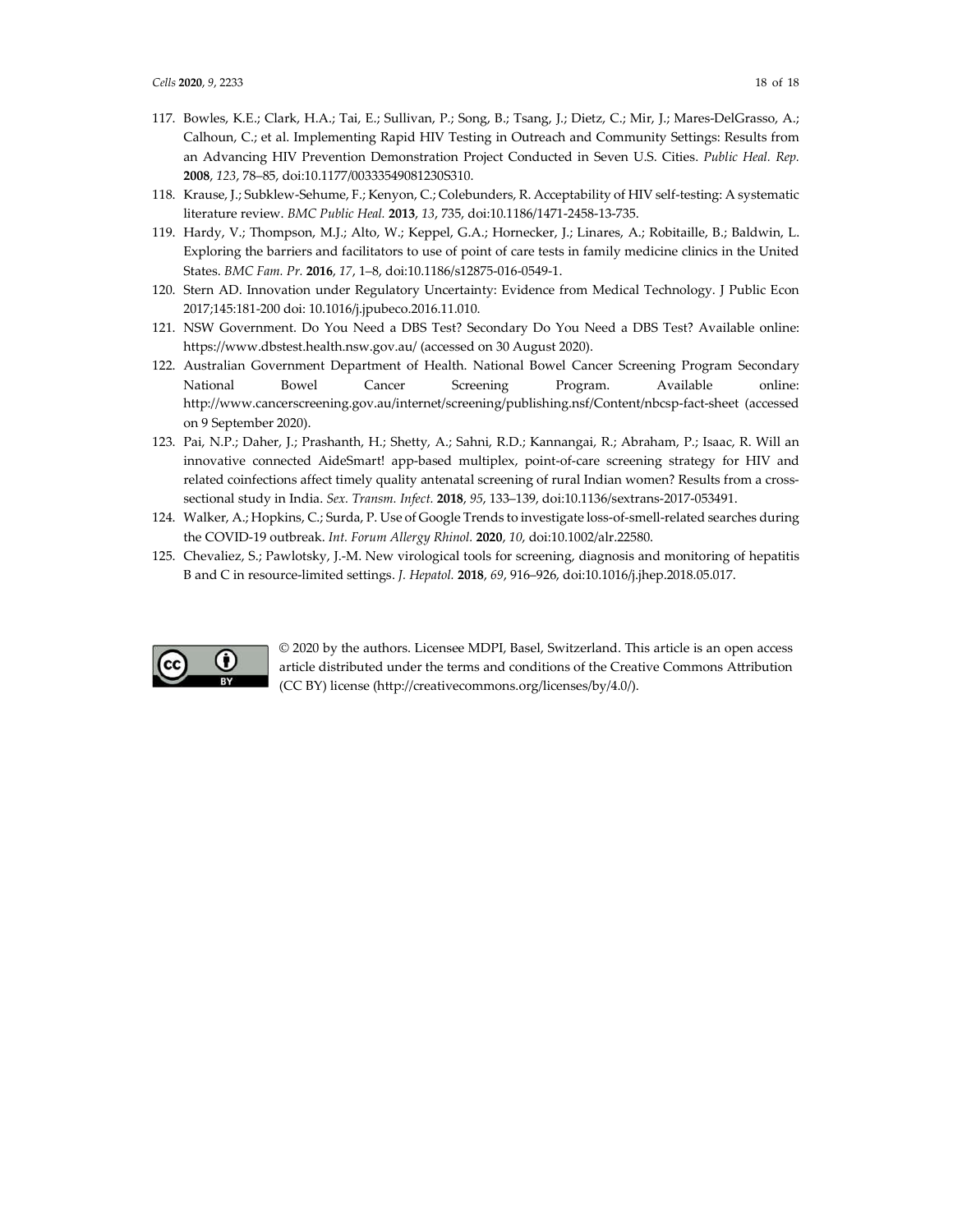117. Bowles, K.E.; Clark, H.A.; Tai, E.; Sullivan, P.; Song, B.; Tsang, J.; Dietz, C.; Mir, J.; Mares-DelGrasso, A.; Calhoun, C.; et al. Implementing Rapid HIV Testing in Outreach and Community Settings: Results from an Advancing HIV Prevention Demonstration Project Conducted in Seven U.S. Cities. *Public Heal. Rep.* **2008**, *123*, 78–85, doi:10.1177/00333549081230S310.
118. Krause, J.; Subklew-Sehume, F.; Kenyon, C.; Colebunders, R. Acceptability of HIV self-testing: A systematic literature review. *BMC Public Heal.* **2013**, *13*, 735, doi:10.1186/1471-2458-13-735.
119. Hardy, V.; Thompson, M.J.; Alto, W.; Keppel, G.A.; Hornecker, J.; Linares, A.; Robitaille, B.; Baldwin, L. Exploring the barriers and facilitators to use of point of care tests in family medicine clinics in the United States. *BMC Fam. Pr.* **2016**, *17*, 1–8, doi:10.1186/s12875-016-0549-1.
120. Stern AD. Innovation under Regulatory Uncertainty: Evidence from Medical Technology. J Public Econ 2017;145:181-200 doi: 10.1016/j.jpubeco.2016.11.010.
121. NSW Government. Do You Need a DBS Test? Secondary Do You Need a DBS Test? Available online: https://www.dbstest.health.nsw.gov.au/ (accessed on 30 August 2020).
122. Australian Government Department of Health. National Bowel Cancer Screening Program Secondary National Bowel Cancer Screening Program. Available online: http://www.cancerscreening.gov.au/internet/screening/publishing.nsf/Content/nbcsp-fact-sheet (accessed on 9 September 2020).
123. Pai, N.P.; Daher, J.; Prashanth, H.; Shetty, A.; Sahni, R.D.; Kannangai, R.; Abraham, P.; Isaac, R. Will an innovative connected AideSmart! app-based multiplex, point-of-care screening strategy for HIV and related coinfections affect timely quality antenatal screening of rural Indian women? Results from a cross-sectional study in India. *Sex. Transm. Infect.* **2018**, *95*, 133–139, doi:10.1136/sextrans-2017-053491.
124. Walker, A.; Hopkins, C.; Surda, P. Use of Google Trends to investigate loss-of-smell-related searches during the COVID-19 outbreak. *Int. Forum Allergy Rhinol.* **2020**, *10*, doi:10.1002/alr.22580.
125. Chevaliez, S.; Pawlotsky, J.-M. New virological tools for screening, diagnosis and monitoring of hepatitis B and C in resource-limited settings. *J. Hepatol.* **2018**, *69*, 916–926, doi:10.1016/j.jhep.2018.05.017.

© 2020 by the authors. Licensee MDPI, Basel, Switzerland. This article is an open access article distributed under the terms and conditions of the Creative Commons Attribution (CC BY) license (http://creativecommons.org/licenses/by/4.0/).